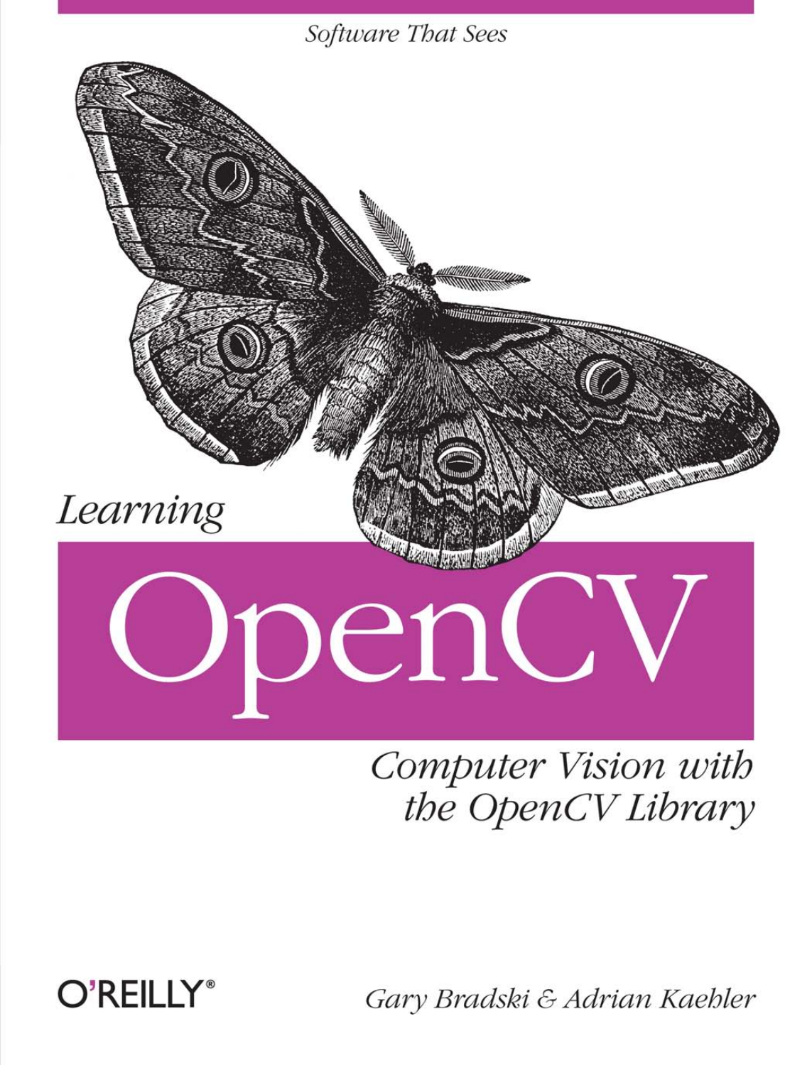*Software That Sees*

# *Learning* OpenCV

*Computer Vision with the OpenCV Library*

O'REILLY®

*Gary Bradski & Adrian Kaehler*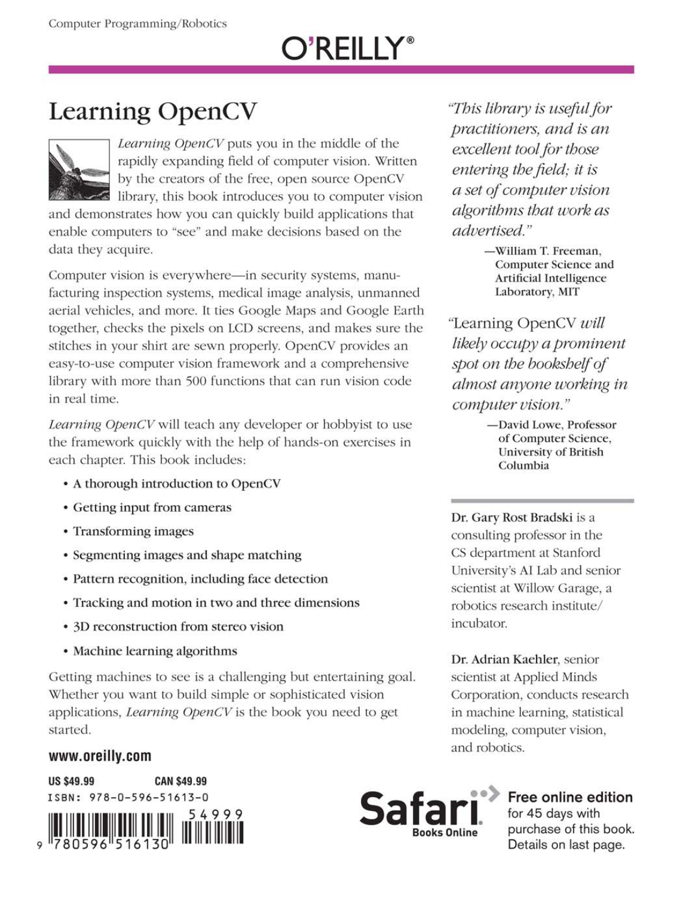Computer Programming/Robotics

O'REILLY®

# Learning OpenCV

*Learning OpenCV* puts you in the middle of the rapidly expanding field of computer vision. Written by the creators of the free, open source OpenCV library, this book introduces you to computer vision and demonstrates how you can quickly build applications that enable computers to "see" and make decisions based on the data they acquire.

Computer vision is everywhere—in security systems, manufacturing inspection systems, medical image analysis, unmanned aerial vehicles, and more. It ties Google Maps and Google Earth together, checks the pixels on LCD screens, and makes sure the stitches in your shirt are sewn properly. OpenCV provides an easy-to-use computer vision framework and a comprehensive library with more than 500 functions that can run vision code in real time.

*Learning OpenCV* will teach any developer or hobbyist to use the framework quickly with the help of hands-on exercises in each chapter. This book includes:

- A thorough introduction to OpenCV
- Getting input from cameras
- Transforming images
- Segmenting images and shape matching
- Pattern recognition, including face detection
- Tracking and motion in two and three dimensions
- 3D reconstruction from stereo vision
- Machine learning algorithms

Getting machines to see is a challenging but entertaining goal. Whether you want to build simple or sophisticated vision applications, *Learning OpenCV* is the book you need to get started.

*"This library is useful for practitioners, and is an excellent tool for those entering the field; it is a set of computer vision algorithms that work as advertised."*

—William T. Freeman, Computer Science and Artificial Intelligence Laboratory, MIT

*"Learning OpenCV will likely occupy a prominent spot on the bookshelf of almost anyone working in computer vision."*

—David Lowe, Professor of Computer Science, University of British Columbia

**Dr. Gary Rost Bradski** is a consulting professor in the CS department at Stanford University's AI Lab and senior scientist at Willow Garage, a robotics research institute/incubator.

**Dr. Adrian Kaehler**, senior scientist at Applied Minds Corporation, conducts research in machine learning, statistical modeling, computer vision, and robotics.

**www.oreilly.com**

**US $49.99** **CAN $49.99**

ISBN: 978-0-596-51613-0

54999

9 780596 516130

Safari Books Online

**Free online edition** for 45 days with purchase of this book. Details on last page.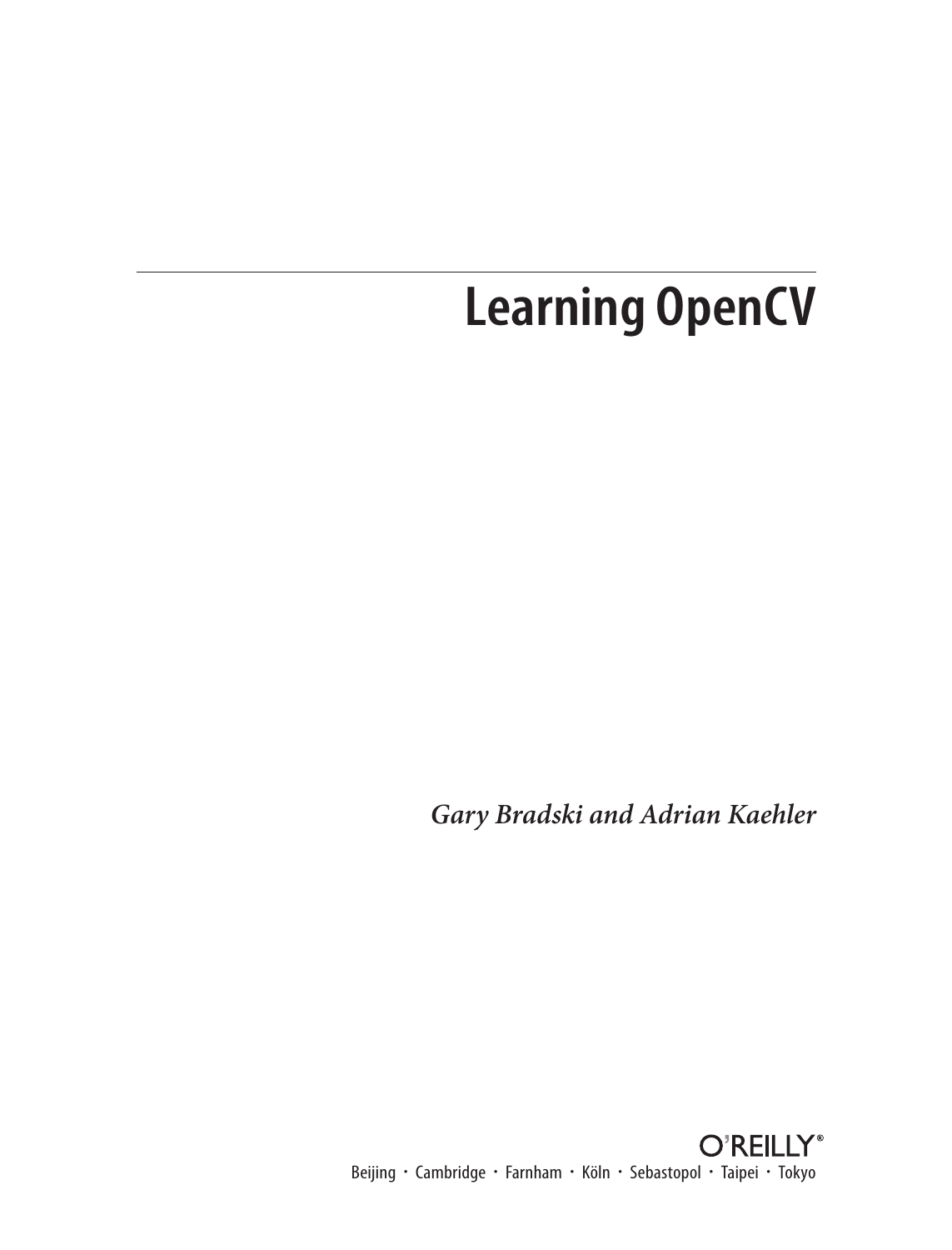# Learning OpenCV

*Gary Bradski and Adrian Kaehler*

O'REILLY®

Beijing · Cambridge · Farnham · Köln · Sebastopol · Taipei · Tokyo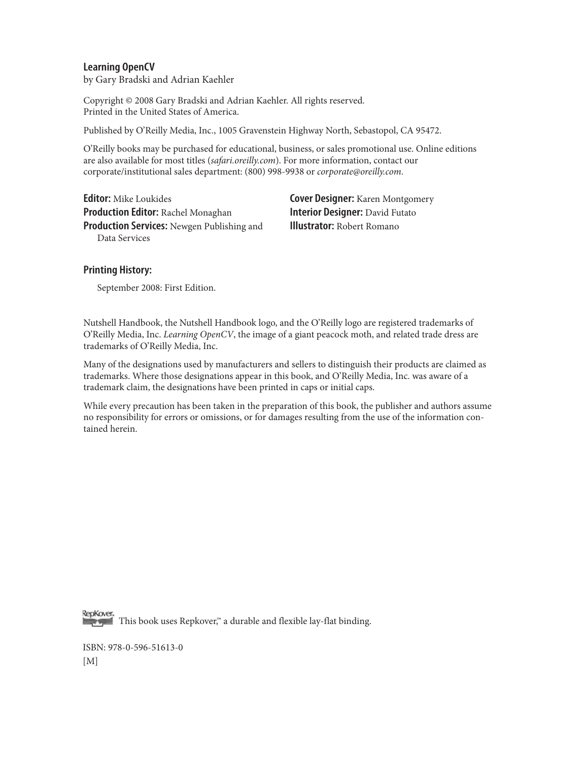**Learning OpenCV**
by Gary Bradski and Adrian Kaehler

Copyright © 2008 Gary Bradski and Adrian Kaehler. All rights reserved.
Printed in the United States of America.

Published by O'Reilly Media, Inc., 1005 Gravenstein Highway North, Sebastopol, CA 95472.

O'Reilly books may be purchased for educational, business, or sales promotional use. Online editions are also available for most titles (*safari.oreilly.com*). For more information, contact our corporate/institutional sales department: (800) 998-9938 or *corporate@oreilly.com*.

**Editor:** Mike Loukides
**Production Editor:** Rachel Monaghan
**Production Services:** Newgen Publishing and Data Services
**Cover Designer:** Karen Montgomery
**Interior Designer:** David Futato
**Illustrator:** Robert Romano

**Printing History:**

September 2008: First Edition.

Nutshell Handbook, the Nutshell Handbook logo, and the O'Reilly logo are registered trademarks of O'Reilly Media, Inc. *Learning OpenCV*, the image of a giant peacock moth, and related trade dress are trademarks of O'Reilly Media, Inc.

Many of the designations used by manufacturers and sellers to distinguish their products are claimed as trademarks. Where those designations appear in this book, and O'Reilly Media, Inc. was aware of a trademark claim, the designations have been printed in caps or initial caps.

While every precaution has been taken in the preparation of this book, the publisher and authors assume no responsibility for errors or omissions, or for damages resulting from the use of the information contained herein.

RepKover. This book uses Repkover,™ a durable and flexible lay-flat binding.

ISBN: 978-0-596-51613-0
[M]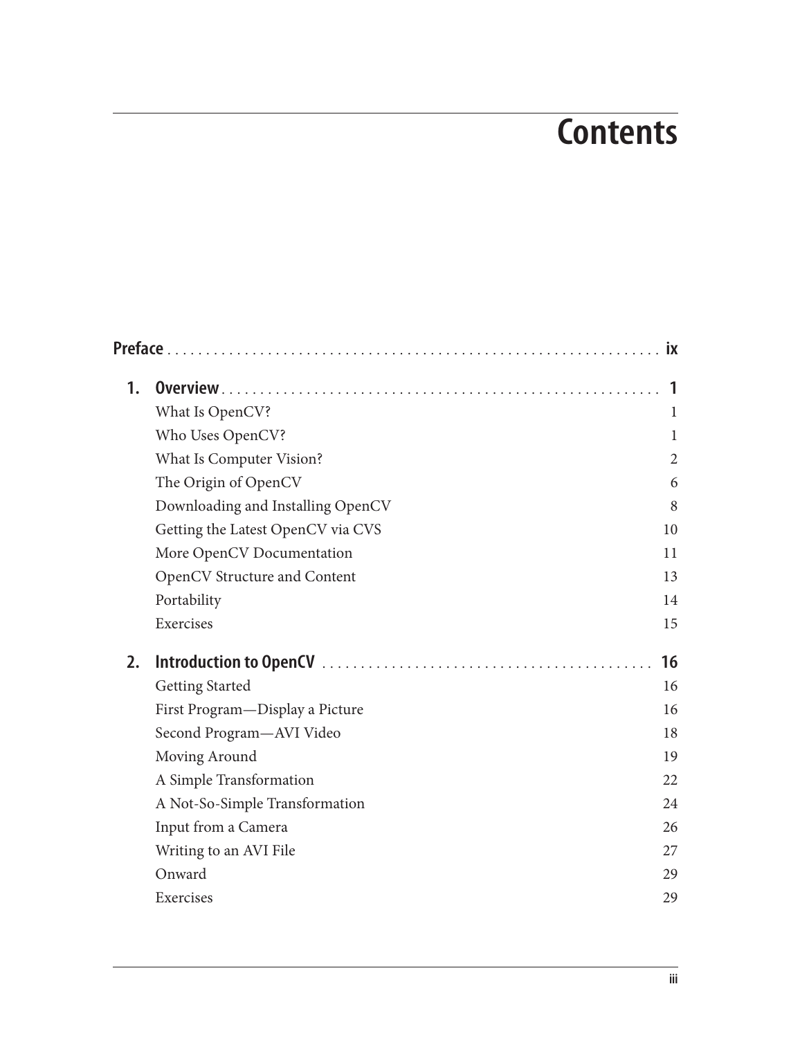# Contents

**Preface** . . . . . . . . . . . . . . . . . . . . . . . . . . . . . . . . . . . . . . . . . . . . . . . . . . . . . . . . . . . . . . . . . . **ix**

**1. Overview** . . . . . . . . . . . . . . . . . . . . . . . . . . . . . . . . . . . . . . . . . . . . . . . . . . . . . . . . . . . . **1**

- What Is OpenCV? 1
- Who Uses OpenCV? 1
- What Is Computer Vision? 2
- The Origin of OpenCV 6
- Downloading and Installing OpenCV 8
- Getting the Latest OpenCV via CVS 10
- More OpenCV Documentation 11
- OpenCV Structure and Content 13
- Portability 14
- Exercises 15

**2. Introduction to OpenCV** . . . . . . . . . . . . . . . . . . . . . . . . . . . . . . . . . . . . . . . . . . . . **16**

- Getting Started 16
- First Program—Display a Picture 16
- Second Program—AVI Video 18
- Moving Around 19
- A Simple Transformation 22
- A Not-So-Simple Transformation 24
- Input from a Camera 26
- Writing to an AVI File 27
- Onward 29
- Exercises 29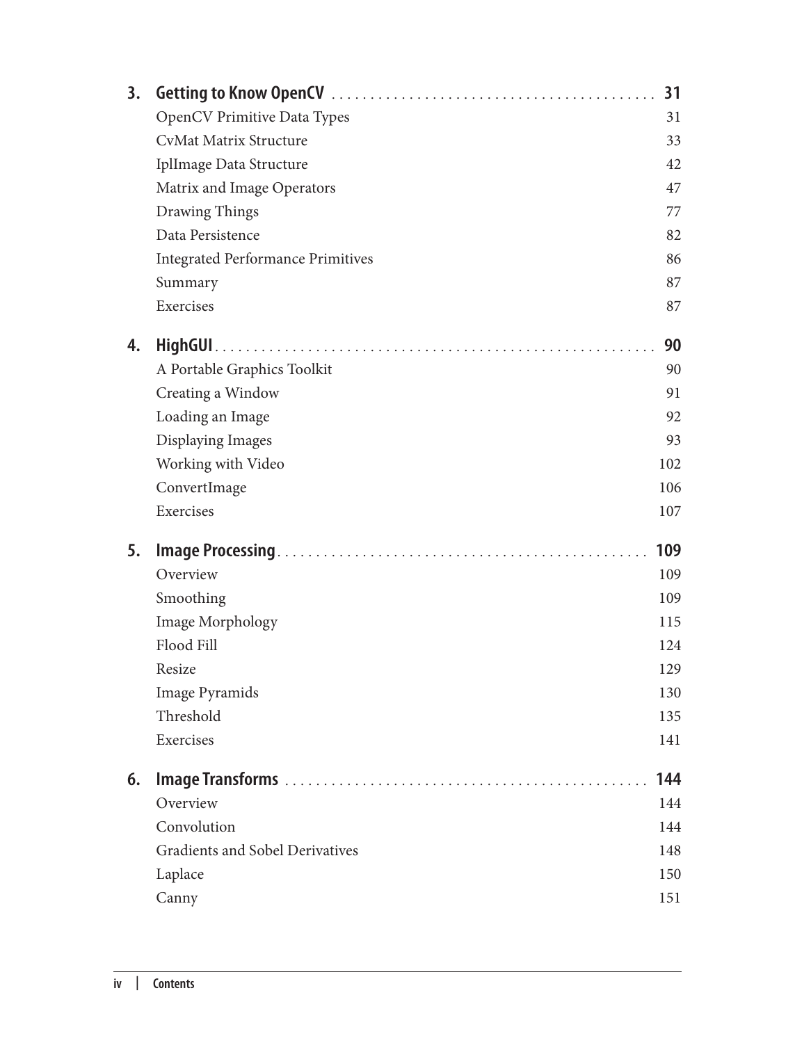**3. Getting to Know OpenCV . . . . . . . . . . . . . . . . . . . . . . . . . . . . . . . . . . . . . . . . . . 31**

OpenCV Primitive Data Types 31
CvMat Matrix Structure 33
IplImage Data Structure 42
Matrix and Image Operators 47
Drawing Things 77
Data Persistence 82
Integrated Performance Primitives 86
Summary 87
Exercises 87

**4. HighGUI . . . . . . . . . . . . . . . . . . . . . . . . . . . . . . . . . . . . . . . . . . . . . . . . . . . . . . . . 90**

A Portable Graphics Toolkit 90
Creating a Window 91
Loading an Image 92
Displaying Images 93
Working with Video 102
ConvertImage 106
Exercises 107

**5. Image Processing . . . . . . . . . . . . . . . . . . . . . . . . . . . . . . . . . . . . . . . . . . . . . . . 109**

Overview 109
Smoothing 109
Image Morphology 115
Flood Fill 124
Resize 129
Image Pyramids 130
Threshold 135
Exercises 141

**6. Image Transforms . . . . . . . . . . . . . . . . . . . . . . . . . . . . . . . . . . . . . . . . . . . . . . . 144**

Overview 144
Convolution 144
Gradients and Sobel Derivatives 148
Laplace 150
Canny 151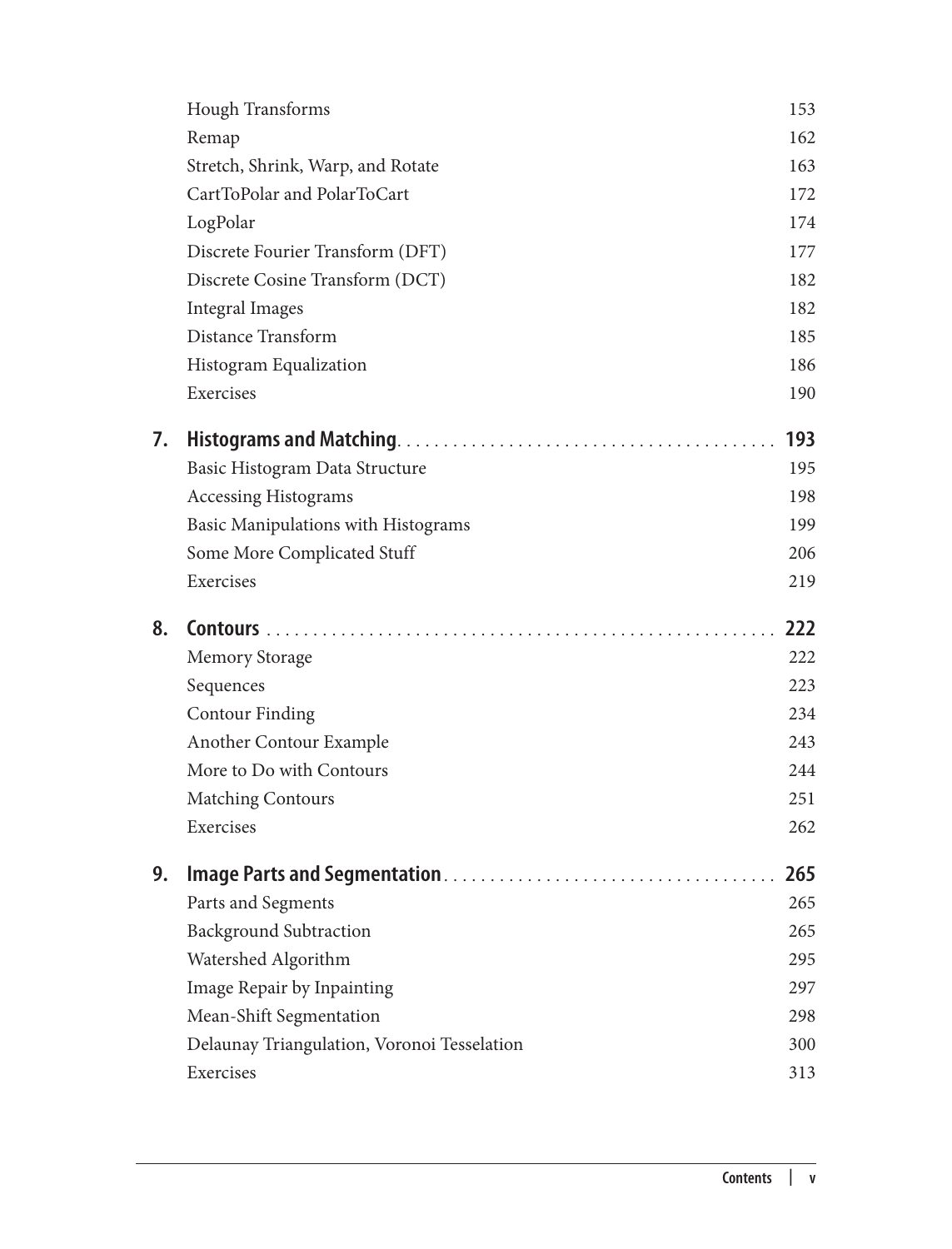| | |
|---|---|
| Hough Transforms | 153 |
| Remap | 162 |
| Stretch, Shrink, Warp, and Rotate | 163 |
| CartToPolar and PolarToCart | 172 |
| LogPolar | 174 |
| Discrete Fourier Transform (DFT) | 177 |
| Discrete Cosine Transform (DCT) | 182 |
| Integral Images | 182 |
| Distance Transform | 185 |
| Histogram Equalization | 186 |
| Exercises | 190 |

**7. Histograms and Matching** . . . . . . . . . . . . . . . . . . . . . . . . . . . . . . . . . . . . . . . **193**

| | |
|---|---|
| Basic Histogram Data Structure | 195 |
| Accessing Histograms | 198 |
| Basic Manipulations with Histograms | 199 |
| Some More Complicated Stuff | 206 |
| Exercises | 219 |

**8. Contours** . . . . . . . . . . . . . . . . . . . . . . . . . . . . . . . . . . . . . . . . . . . . . . . . . . . **222**

| | |
|---|---|
| Memory Storage | 222 |
| Sequences | 223 |
| Contour Finding | 234 |
| Another Contour Example | 243 |
| More to Do with Contours | 244 |
| Matching Contours | 251 |
| Exercises | 262 |

**9. Image Parts and Segmentation** . . . . . . . . . . . . . . . . . . . . . . . . . . . . . . . . . . **265**

| | |
|---|---|
| Parts and Segments | 265 |
| Background Subtraction | 265 |
| Watershed Algorithm | 295 |
| Image Repair by Inpainting | 297 |
| Mean-Shift Segmentation | 298 |
| Delaunay Triangulation, Voronoi Tesselation | 300 |
| Exercises | 313 |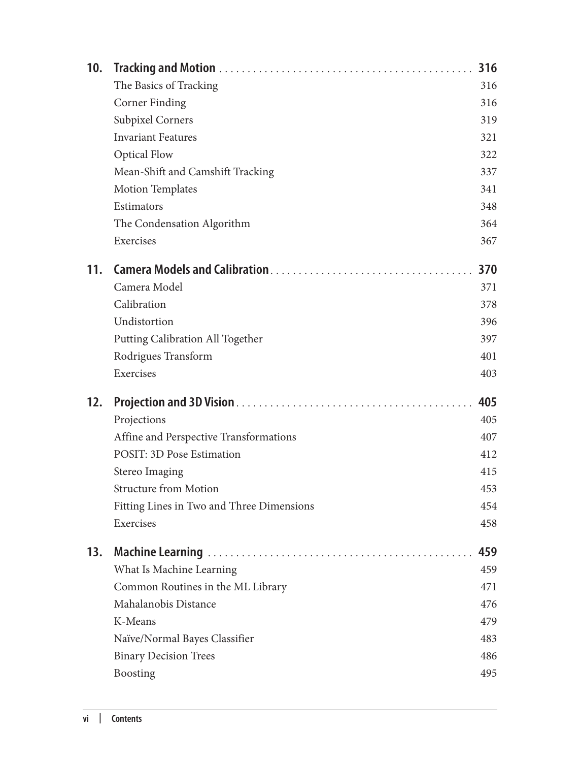**10. Tracking and Motion** . . . . . . . . . . . . . . . . . . . . . . . . . . . . . . . . . . . . . . . . . . . . . . **316**

- The Basics of Tracking 316
- Corner Finding 316
- Subpixel Corners 319
- Invariant Features 321
- Optical Flow 322
- Mean-Shift and Camshift Tracking 337
- Motion Templates 341
- Estimators 348
- The Condensation Algorithm 364
- Exercises 367

**11. Camera Models and Calibration** . . . . . . . . . . . . . . . . . . . . . . . . . . . . . . . . . . . . **370**

- Camera Model 371
- Calibration 378
- Undistortion 396
- Putting Calibration All Together 397
- Rodrigues Transform 401
- Exercises 403

**12. Projection and 3D Vision** . . . . . . . . . . . . . . . . . . . . . . . . . . . . . . . . . . . . . . . . . . **405**

- Projections 405
- Affine and Perspective Transformations 407
- POSIT: 3D Pose Estimation 412
- Stereo Imaging 415
- Structure from Motion 453
- Fitting Lines in Two and Three Dimensions 454
- Exercises 458

**13. Machine Learning** . . . . . . . . . . . . . . . . . . . . . . . . . . . . . . . . . . . . . . . . . . . . . . . . **459**

- What Is Machine Learning 459
- Common Routines in the ML Library 471
- Mahalanobis Distance 476
- K-Means 479
- Naïve/Normal Bayes Classifier 483
- Binary Decision Trees 486
- Boosting 495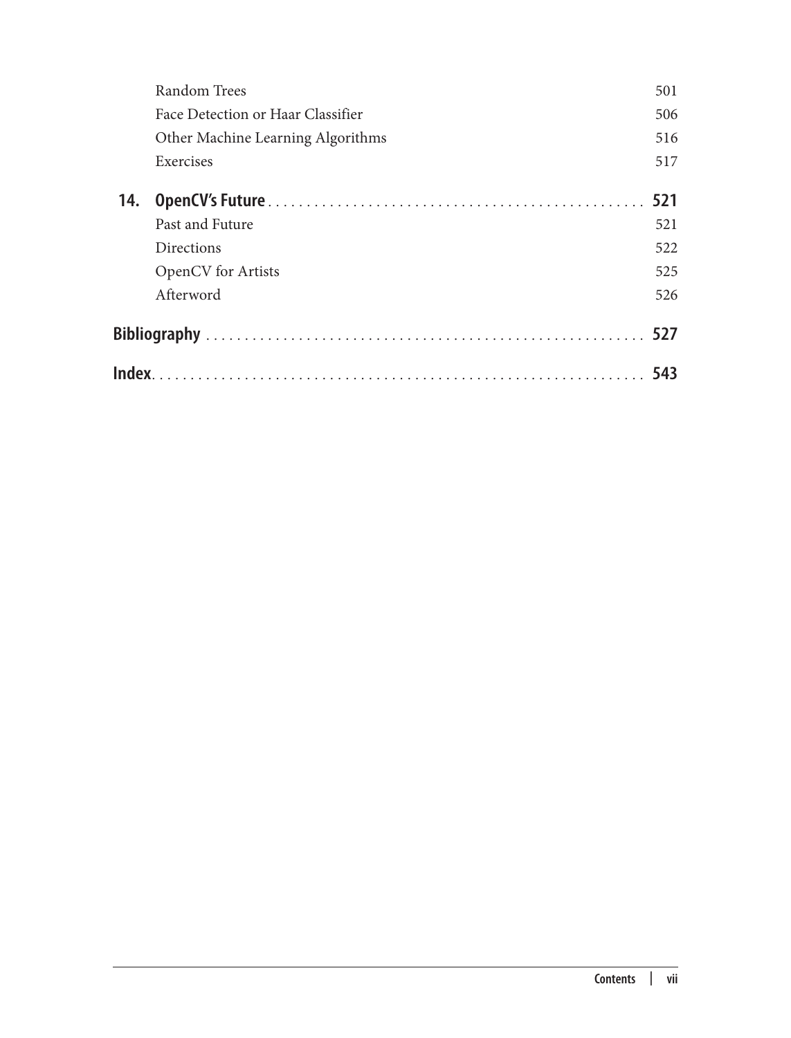Random Trees 501
Face Detection or Haar Classifier 506
Other Machine Learning Algorithms 516
Exercises 517

**14. OpenCV's Future . . . . . . . . . . . . . . . . . . . . . . . . . . . . . . . . . . . . . . . . . . . . . . . . . 521**

Past and Future 521
Directions 522
OpenCV for Artists 525
Afterword 526

**Bibliography . . . . . . . . . . . . . . . . . . . . . . . . . . . . . . . . . . . . . . . . . . . . . . . . . . . . . . 527**

**Index. . . . . . . . . . . . . . . . . . . . . . . . . . . . . . . . . . . . . . . . . . . . . . . . . . . . . . . . . . . . . 543**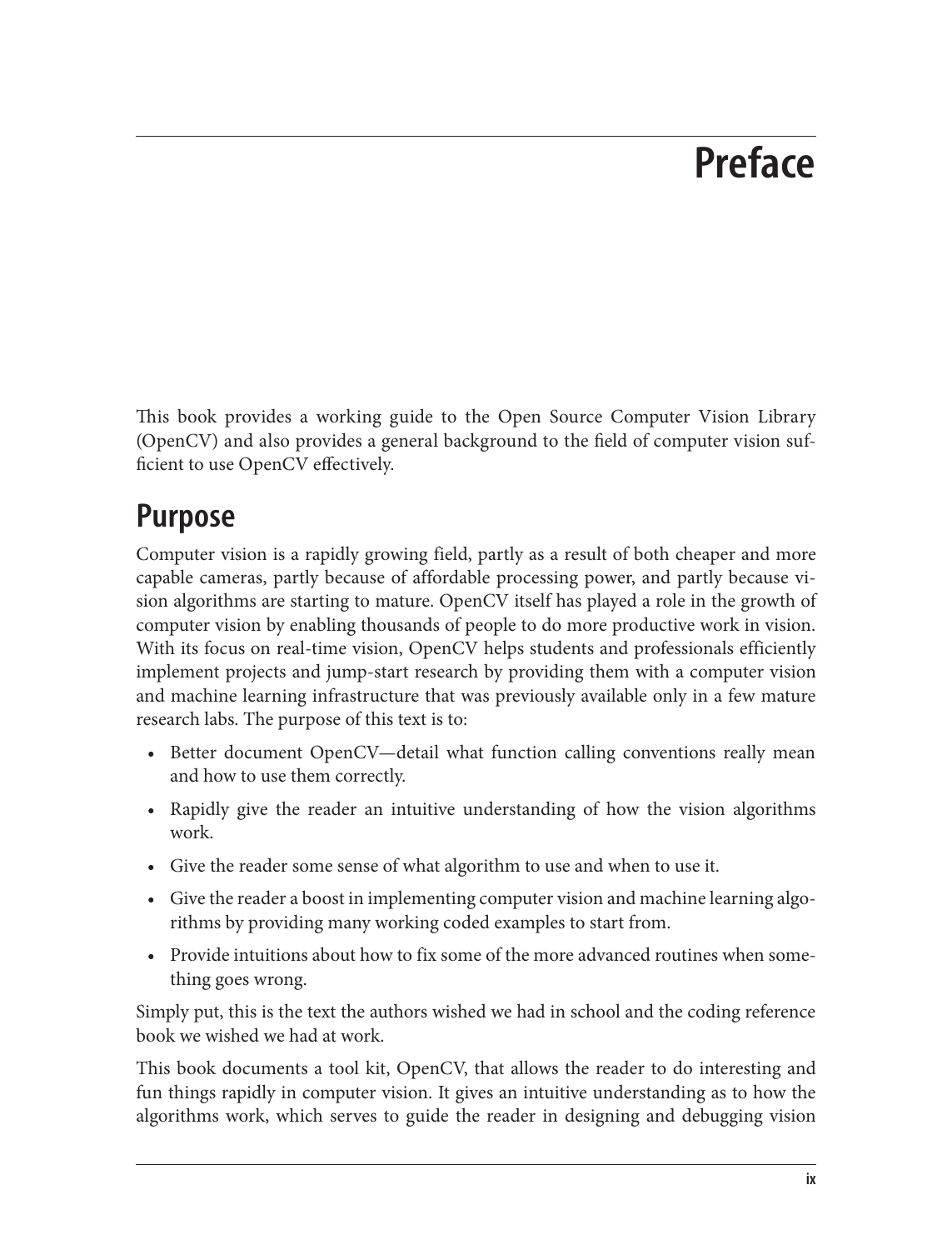# Preface

This book provides a working guide to the Open Source Computer Vision Library (OpenCV) and also provides a general background to the field of computer vision sufficient to use OpenCV effectively.

## Purpose

Computer vision is a rapidly growing field, partly as a result of both cheaper and more capable cameras, partly because of affordable processing power, and partly because vision algorithms are starting to mature. OpenCV itself has played a role in the growth of computer vision by enabling thousands of people to do more productive work in vision. With its focus on real-time vision, OpenCV helps students and professionals efficiently implement projects and jump-start research by providing them with a computer vision and machine learning infrastructure that was previously available only in a few mature research labs. The purpose of this text is to:

- Better document OpenCV—detail what function calling conventions really mean and how to use them correctly.
- Rapidly give the reader an intuitive understanding of how the vision algorithms work.
- Give the reader some sense of what algorithm to use and when to use it.
- Give the reader a boost in implementing computer vision and machine learning algorithms by providing many working coded examples to start from.
- Provide intuitions about how to fix some of the more advanced routines when something goes wrong.

Simply put, this is the text the authors wished we had in school and the coding reference book we wished we had at work.

This book documents a tool kit, OpenCV, that allows the reader to do interesting and fun things rapidly in computer vision. It gives an intuitive understanding as to how the algorithms work, which serves to guide the reader in designing and debugging vision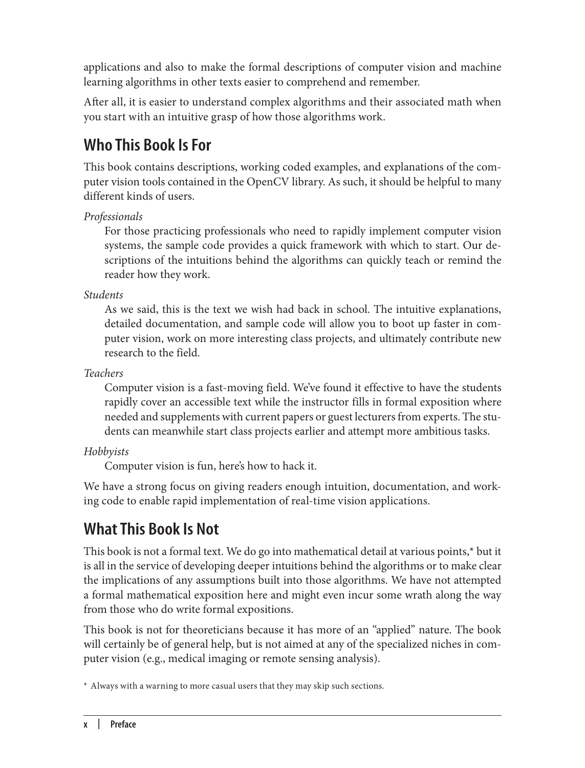applications and also to make the formal descriptions of computer vision and machine learning algorithms in other texts easier to comprehend and remember.

After all, it is easier to understand complex algorithms and their associated math when you start with an intuitive grasp of how those algorithms work.

## Who This Book Is For

This book contains descriptions, working coded examples, and explanations of the computer vision tools contained in the OpenCV library. As such, it should be helpful to many different kinds of users.

*Professionals*

For those practicing professionals who need to rapidly implement computer vision systems, the sample code provides a quick framework with which to start. Our descriptions of the intuitions behind the algorithms can quickly teach or remind the reader how they work.

*Students*

As we said, this is the text we wish had back in school. The intuitive explanations, detailed documentation, and sample code will allow you to boot up faster in computer vision, work on more interesting class projects, and ultimately contribute new research to the field.

*Teachers*

Computer vision is a fast-moving field. We've found it effective to have the students rapidly cover an accessible text while the instructor fills in formal exposition where needed and supplements with current papers or guest lecturers from experts. The students can meanwhile start class projects earlier and attempt more ambitious tasks.

*Hobbyists*

Computer vision is fun, here's how to hack it.

We have a strong focus on giving readers enough intuition, documentation, and working code to enable rapid implementation of real-time vision applications.

## What This Book Is Not

This book is not a formal text. We do go into mathematical detail at various points,* but it is all in the service of developing deeper intuitions behind the algorithms or to make clear the implications of any assumptions built into those algorithms. We have not attempted a formal mathematical exposition here and might even incur some wrath along the way from those who do write formal expositions.

This book is not for theoreticians because it has more of an "applied" nature. The book will certainly be of general help, but is not aimed at any of the specialized niches in computer vision (e.g., medical imaging or remote sensing analysis).

* Always with a warning to more casual users that they may skip such sections.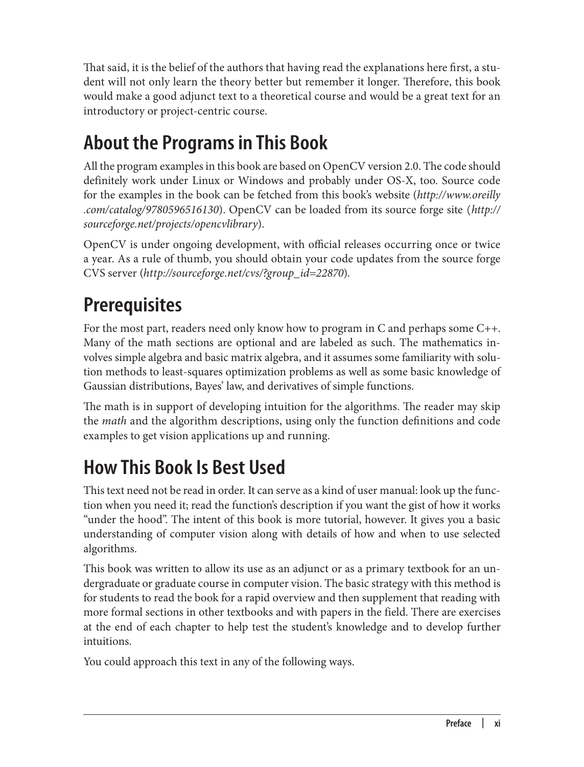That said, it is the belief of the authors that having read the explanations here first, a student will not only learn the theory better but remember it longer. Therefore, this book would make a good adjunct text to a theoretical course and would be a great text for an introductory or project-centric course.

## About the Programs in This Book

All the program examples in this book are based on OpenCV version 2.0. The code should definitely work under Linux or Windows and probably under OS-X, too. Source code for the examples in the book can be fetched from this book's website (*http://www.oreilly.com/catalog/9780596516130*). OpenCV can be loaded from its source forge site (*http://sourceforge.net/projects/opencvlibrary*).

OpenCV is under ongoing development, with official releases occurring once or twice a year. As a rule of thumb, you should obtain your code updates from the source forge CVS server (*http://sourceforge.net/cvs/?group_id=22870*).

## Prerequisites

For the most part, readers need only know how to program in C and perhaps some C++. Many of the math sections are optional and are labeled as such. The mathematics involves simple algebra and basic matrix algebra, and it assumes some familiarity with solution methods to least-squares optimization problems as well as some basic knowledge of Gaussian distributions, Bayes' law, and derivatives of simple functions.

The math is in support of developing intuition for the algorithms. The reader may skip the *math* and the algorithm descriptions, using only the function definitions and code examples to get vision applications up and running.

## How This Book Is Best Used

This text need not be read in order. It can serve as a kind of user manual: look up the function when you need it; read the function's description if you want the gist of how it works "under the hood". The intent of this book is more tutorial, however. It gives you a basic understanding of computer vision along with details of how and when to use selected algorithms.

This book was written to allow its use as an adjunct or as a primary textbook for an undergraduate or graduate course in computer vision. The basic strategy with this method is for students to read the book for a rapid overview and then supplement that reading with more formal sections in other textbooks and with papers in the field. There are exercises at the end of each chapter to help test the student's knowledge and to develop further intuitions.

You could approach this text in any of the following ways.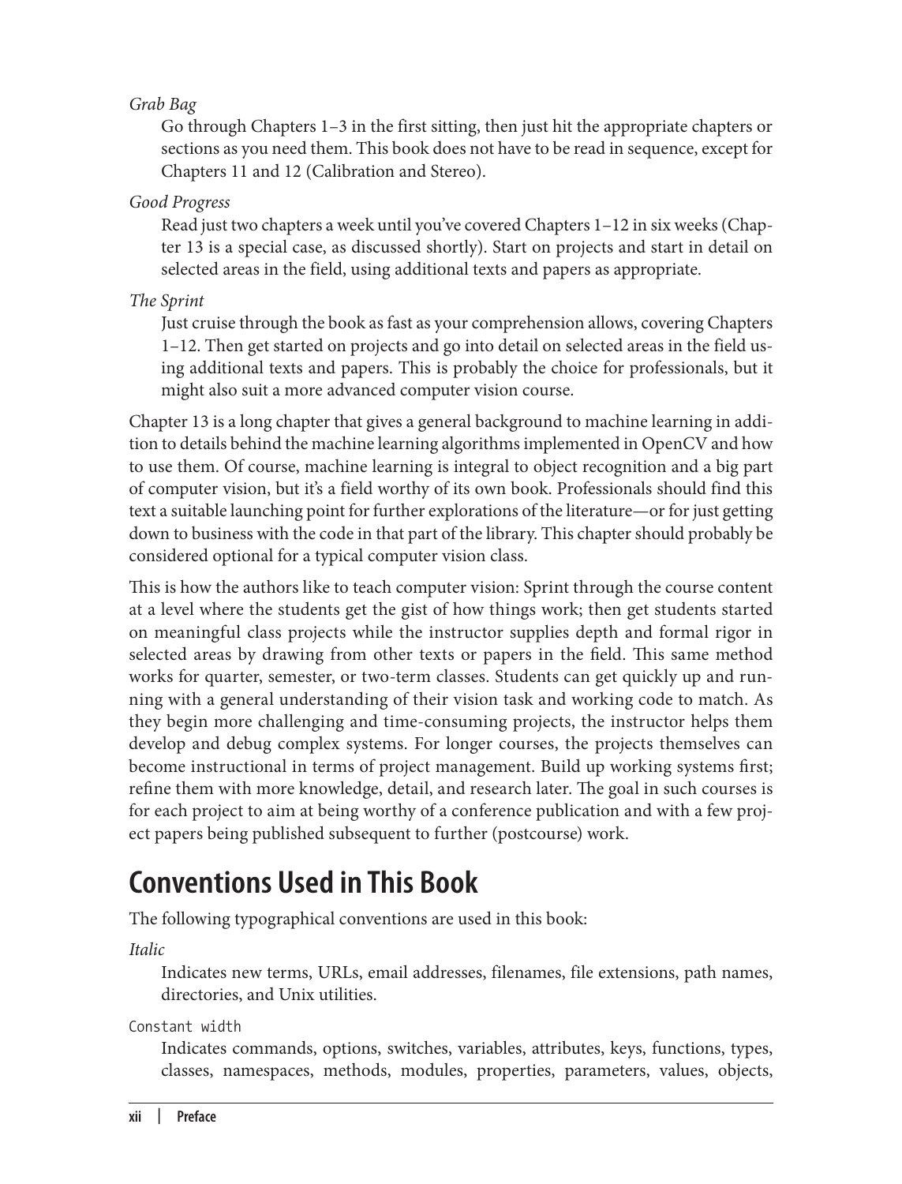*Grab Bag*

Go through Chapters 1–3 in the first sitting, then just hit the appropriate chapters or sections as you need them. This book does not have to be read in sequence, except for Chapters 11 and 12 (Calibration and Stereo).

*Good Progress*

Read just two chapters a week until you've covered Chapters 1–12 in six weeks (Chapter 13 is a special case, as discussed shortly). Start on projects and start in detail on selected areas in the field, using additional texts and papers as appropriate.

*The Sprint*

Just cruise through the book as fast as your comprehension allows, covering Chapters 1–12. Then get started on projects and go into detail on selected areas in the field using additional texts and papers. This is probably the choice for professionals, but it might also suit a more advanced computer vision course.

Chapter 13 is a long chapter that gives a general background to machine learning in addition to details behind the machine learning algorithms implemented in OpenCV and how to use them. Of course, machine learning is integral to object recognition and a big part of computer vision, but it's a field worthy of its own book. Professionals should find this text a suitable launching point for further explorations of the literature—or for just getting down to business with the code in that part of the library. This chapter should probably be considered optional for a typical computer vision class.

This is how the authors like to teach computer vision: Sprint through the course content at a level where the students get the gist of how things work; then get students started on meaningful class projects while the instructor supplies depth and formal rigor in selected areas by drawing from other texts or papers in the field. This same method works for quarter, semester, or two-term classes. Students can get quickly up and running with a general understanding of their vision task and working code to match. As they begin more challenging and time-consuming projects, the instructor helps them develop and debug complex systems. For longer courses, the projects themselves can become instructional in terms of project management. Build up working systems first; refine them with more knowledge, detail, and research later. The goal in such courses is for each project to aim at being worthy of a conference publication and with a few project papers being published subsequent to further (postcourse) work.

## Conventions Used in This Book

The following typographical conventions are used in this book:

*Italic*

Indicates new terms, URLs, email addresses, filenames, file extensions, path names, directories, and Unix utilities.

`Constant width`

Indicates commands, options, switches, variables, attributes, keys, functions, types, classes, namespaces, methods, modules, properties, parameters, values, objects,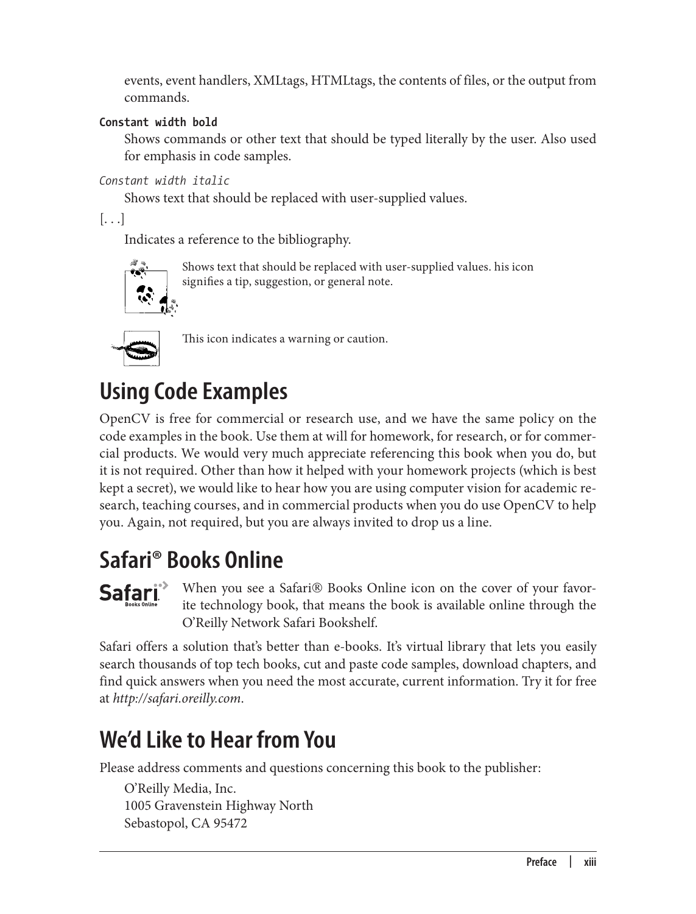events, event handlers, XMLtags, HTMLtags, the contents of files, or the output from commands.

**`Constant width bold`**

Shows commands or other text that should be typed literally by the user. Also used for emphasis in code samples.

*`Constant width italic`*

Shows text that should be replaced with user-supplied values.

[. . .]

Indicates a reference to the bibliography.

Shows text that should be replaced with user-supplied values. his icon signifies a tip, suggestion, or general note.

This icon indicates a warning or caution.

## Using Code Examples

OpenCV is free for commercial or research use, and we have the same policy on the code examples in the book. Use them at will for homework, for research, or for commercial products. We would very much appreciate referencing this book when you do, but it is not required. Other than how it helped with your homework projects (which is best kept a secret), we would like to hear how you are using computer vision for academic research, teaching courses, and in commercial products when you do use OpenCV to help you. Again, not required, but you are always invited to drop us a line.

## Safari® Books Online

When you see a Safari® Books Online icon on the cover of your favorite technology book, that means the book is available online through the O'Reilly Network Safari Bookshelf.

Safari offers a solution that's better than e-books. It's virtual library that lets you easily search thousands of top tech books, cut and paste code samples, download chapters, and find quick answers when you need the most accurate, current information. Try it for free at *http://safari.oreilly.com*.

## We'd Like to Hear from You

Please address comments and questions concerning this book to the publisher:

O'Reilly Media, Inc.
1005 Gravenstein Highway North
Sebastopol, CA 95472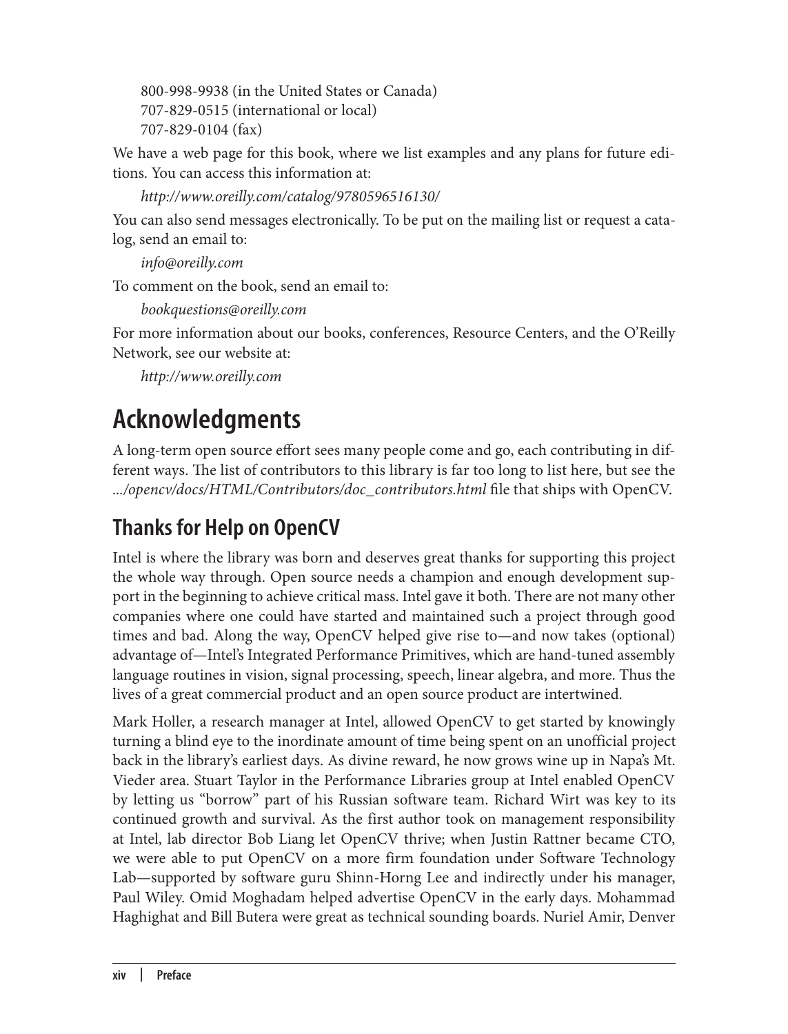800-998-9938 (in the United States or Canada)  
707-829-0515 (international or local)  
707-829-0104 (fax)

We have a web page for this book, where we list examples and any plans for future editions. You can access this information at:

*http://www.oreilly.com/catalog/9780596516130/*

You can also send messages electronically. To be put on the mailing list or request a catalog, send an email to:

*info@oreilly.com*

To comment on the book, send an email to:

*bookquestions@oreilly.com*

For more information about our books, conferences, Resource Centers, and the O'Reilly Network, see our website at:

*http://www.oreilly.com*

# Acknowledgments

A long-term open source effort sees many people come and go, each contributing in different ways. The list of contributors to this library is far too long to list here, but see the *.../opencv/docs/HTML/Contributors/doc_contributors.html* file that ships with OpenCV.

## Thanks for Help on OpenCV

Intel is where the library was born and deserves great thanks for supporting this project the whole way through. Open source needs a champion and enough development support in the beginning to achieve critical mass. Intel gave it both. There are not many other companies where one could have started and maintained such a project through good times and bad. Along the way, OpenCV helped give rise to—and now takes (optional) advantage of—Intel's Integrated Performance Primitives, which are hand-tuned assembly language routines in vision, signal processing, speech, linear algebra, and more. Thus the lives of a great commercial product and an open source product are intertwined.

Mark Holler, a research manager at Intel, allowed OpenCV to get started by knowingly turning a blind eye to the inordinate amount of time being spent on an unofficial project back in the library's earliest days. As divine reward, he now grows wine up in Napa's Mt. Vieder area. Stuart Taylor in the Performance Libraries group at Intel enabled OpenCV by letting us "borrow" part of his Russian software team. Richard Wirt was key to its continued growth and survival. As the first author took on management responsibility at Intel, lab director Bob Liang let OpenCV thrive; when Justin Rattner became CTO, we were able to put OpenCV on a more firm foundation under Software Technology Lab—supported by software guru Shinn-Horng Lee and indirectly under his manager, Paul Wiley. Omid Moghadam helped advertise OpenCV in the early days. Mohammad Haghighat and Bill Butera were great as technical sounding boards. Nuriel Amir, Denver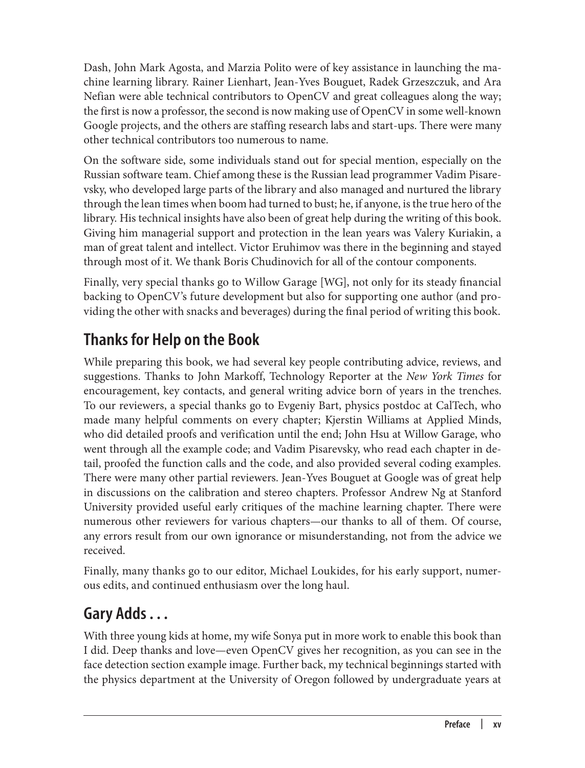Dash, John Mark Agosta, and Marzia Polito were of key assistance in launching the machine learning library. Rainer Lienhart, Jean-Yves Bouguet, Radek Grzeszczuk, and Ara Nefian were able technical contributors to OpenCV and great colleagues along the way; the first is now a professor, the second is now making use of OpenCV in some well-known Google projects, and the others are staffing research labs and start-ups. There were many other technical contributors too numerous to name.

On the software side, some individuals stand out for special mention, especially on the Russian software team. Chief among these is the Russian lead programmer Vadim Pisarevsky, who developed large parts of the library and also managed and nurtured the library through the lean times when boom had turned to bust; he, if anyone, is the true hero of the library. His technical insights have also been of great help during the writing of this book. Giving him managerial support and protection in the lean years was Valery Kuriakin, a man of great talent and intellect. Victor Eruhimov was there in the beginning and stayed through most of it. We thank Boris Chudinovich for all of the contour components.

Finally, very special thanks go to Willow Garage [WG], not only for its steady financial backing to OpenCV's future development but also for supporting one author (and providing the other with snacks and beverages) during the final period of writing this book.

## Thanks for Help on the Book

While preparing this book, we had several key people contributing advice, reviews, and suggestions. Thanks to John Markoff, Technology Reporter at the *New York Times* for encouragement, key contacts, and general writing advice born of years in the trenches. To our reviewers, a special thanks go to Evgeniy Bart, physics postdoc at CalTech, who made many helpful comments on every chapter; Kjerstin Williams at Applied Minds, who did detailed proofs and verification until the end; John Hsu at Willow Garage, who went through all the example code; and Vadim Pisarevsky, who read each chapter in detail, proofed the function calls and the code, and also provided several coding examples. There were many other partial reviewers. Jean-Yves Bouguet at Google was of great help in discussions on the calibration and stereo chapters. Professor Andrew Ng at Stanford University provided useful early critiques of the machine learning chapter. There were numerous other reviewers for various chapters—our thanks to all of them. Of course, any errors result from our own ignorance or misunderstanding, not from the advice we received.

Finally, many thanks go to our editor, Michael Loukides, for his early support, numerous edits, and continued enthusiasm over the long haul.

## Gary Adds . . .

With three young kids at home, my wife Sonya put in more work to enable this book than I did. Deep thanks and love—even OpenCV gives her recognition, as you can see in the face detection section example image. Further back, my technical beginnings started with the physics department at the University of Oregon followed by undergraduate years at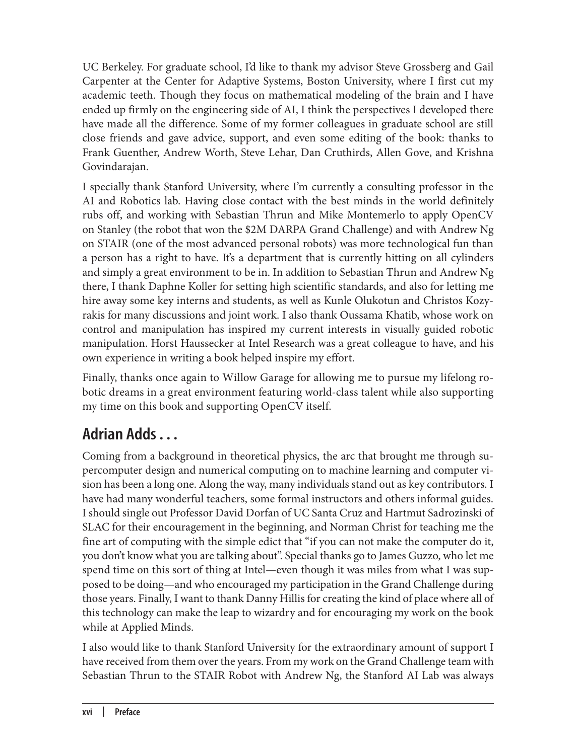UC Berkeley. For graduate school, I'd like to thank my advisor Steve Grossberg and Gail Carpenter at the Center for Adaptive Systems, Boston University, where I first cut my academic teeth. Though they focus on mathematical modeling of the brain and I have ended up firmly on the engineering side of AI, I think the perspectives I developed there have made all the difference. Some of my former colleagues in graduate school are still close friends and gave advice, support, and even some editing of the book: thanks to Frank Guenther, Andrew Worth, Steve Lehar, Dan Cruthirds, Allen Gove, and Krishna Govindarajan.

I specially thank Stanford University, where I'm currently a consulting professor in the AI and Robotics lab. Having close contact with the best minds in the world definitely rubs off, and working with Sebastian Thrun and Mike Montemerlo to apply OpenCV on Stanley (the robot that won the $2M DARPA Grand Challenge) and with Andrew Ng on STAIR (one of the most advanced personal robots) was more technological fun than a person has a right to have. It's a department that is currently hitting on all cylinders and simply a great environment to be in. In addition to Sebastian Thrun and Andrew Ng there, I thank Daphne Koller for setting high scientific standards, and also for letting me hire away some key interns and students, as well as Kunle Olukotun and Christos Kozyrakis for many discussions and joint work. I also thank Oussama Khatib, whose work on control and manipulation has inspired my current interests in visually guided robotic manipulation. Horst Haussecker at Intel Research was a great colleague to have, and his own experience in writing a book helped inspire my effort.

Finally, thanks once again to Willow Garage for allowing me to pursue my lifelong robotic dreams in a great environment featuring world-class talent while also supporting my time on this book and supporting OpenCV itself.

## Adrian Adds . . .

Coming from a background in theoretical physics, the arc that brought me through supercomputer design and numerical computing on to machine learning and computer vision has been a long one. Along the way, many individuals stand out as key contributors. I have had many wonderful teachers, some formal instructors and others informal guides. I should single out Professor David Dorfan of UC Santa Cruz and Hartmut Sadrozinski of SLAC for their encouragement in the beginning, and Norman Christ for teaching me the fine art of computing with the simple edict that "if you can not make the computer do it, you don't know what you are talking about". Special thanks go to James Guzzo, who let me spend time on this sort of thing at Intel—even though it was miles from what I was supposed to be doing—and who encouraged my participation in the Grand Challenge during those years. Finally, I want to thank Danny Hillis for creating the kind of place where all of this technology can make the leap to wizardry and for encouraging my work on the book while at Applied Minds.

I also would like to thank Stanford University for the extraordinary amount of support I have received from them over the years. From my work on the Grand Challenge team with Sebastian Thrun to the STAIR Robot with Andrew Ng, the Stanford AI Lab was always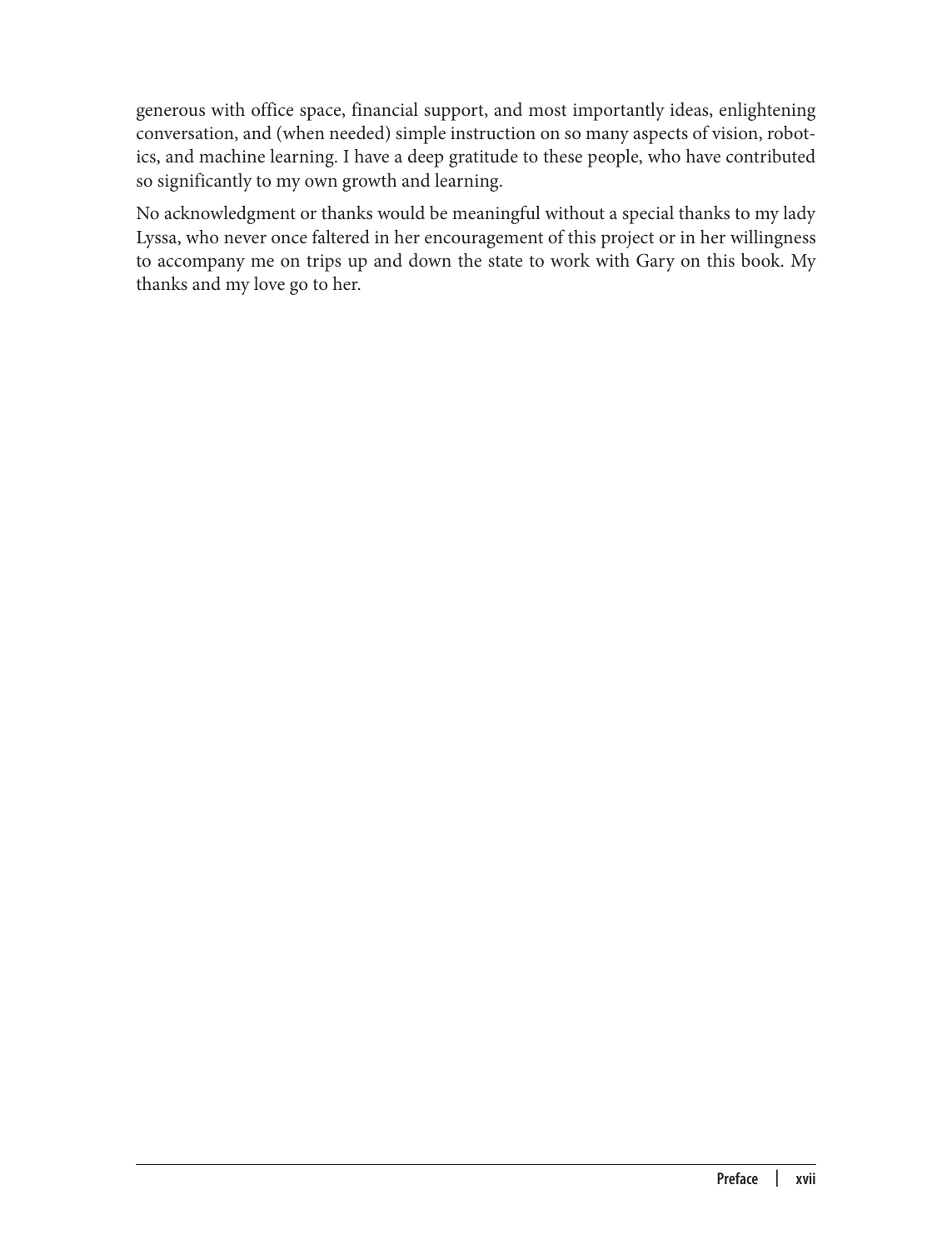generous with office space, financial support, and most importantly ideas, enlightening conversation, and (when needed) simple instruction on so many aspects of vision, robotics, and machine learning. I have a deep gratitude to these people, who have contributed so significantly to my own growth and learning.

No acknowledgment or thanks would be meaningful without a special thanks to my lady Lyssa, who never once faltered in her encouragement of this project or in her willingness to accompany me on trips up and down the state to work with Gary on this book. My thanks and my love go to her.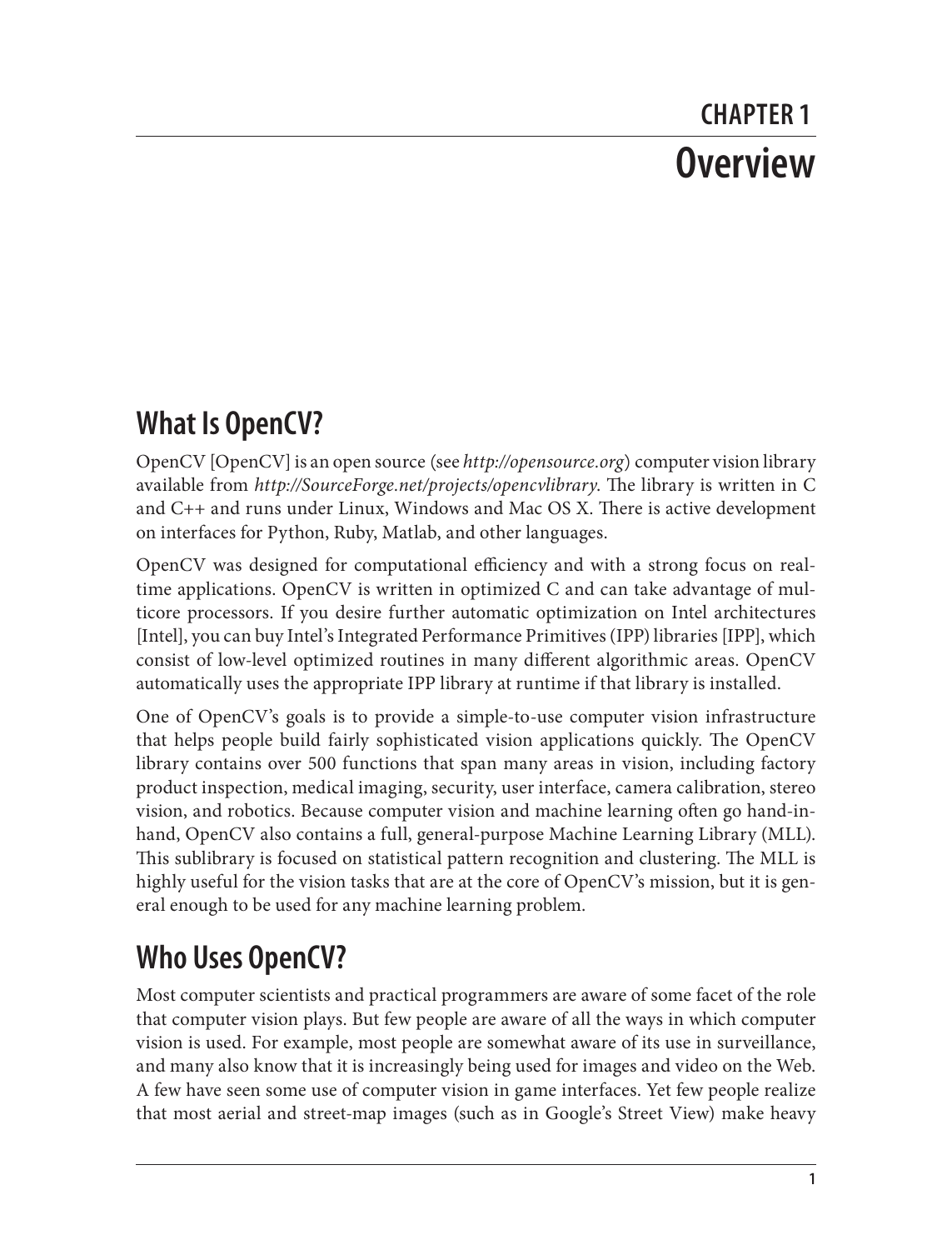# CHAPTER 1
# Overview

## What Is OpenCV?

OpenCV [OpenCV] is an open source (see *http://opensource.org*) computer vision library available from *http://SourceForge.net/projects/opencvlibrary*. The library is written in C and C++ and runs under Linux, Windows and Mac OS X. There is active development on interfaces for Python, Ruby, Matlab, and other languages.

OpenCV was designed for computational efficiency and with a strong focus on real-time applications. OpenCV is written in optimized C and can take advantage of multicore processors. If you desire further automatic optimization on Intel architectures [Intel], you can buy Intel's Integrated Performance Primitives (IPP) libraries [IPP], which consist of low-level optimized routines in many different algorithmic areas. OpenCV automatically uses the appropriate IPP library at runtime if that library is installed.

One of OpenCV's goals is to provide a simple-to-use computer vision infrastructure that helps people build fairly sophisticated vision applications quickly. The OpenCV library contains over 500 functions that span many areas in vision, including factory product inspection, medical imaging, security, user interface, camera calibration, stereo vision, and robotics. Because computer vision and machine learning often go hand-in-hand, OpenCV also contains a full, general-purpose Machine Learning Library (MLL). This sublibrary is focused on statistical pattern recognition and clustering. The MLL is highly useful for the vision tasks that are at the core of OpenCV's mission, but it is general enough to be used for any machine learning problem.

## Who Uses OpenCV?

Most computer scientists and practical programmers are aware of some facet of the role that computer vision plays. But few people are aware of all the ways in which computer vision is used. For example, most people are somewhat aware of its use in surveillance, and many also know that it is increasingly being used for images and video on the Web. A few have seen some use of computer vision in game interfaces. Yet few people realize that most aerial and street-map images (such as in Google's Street View) make heavy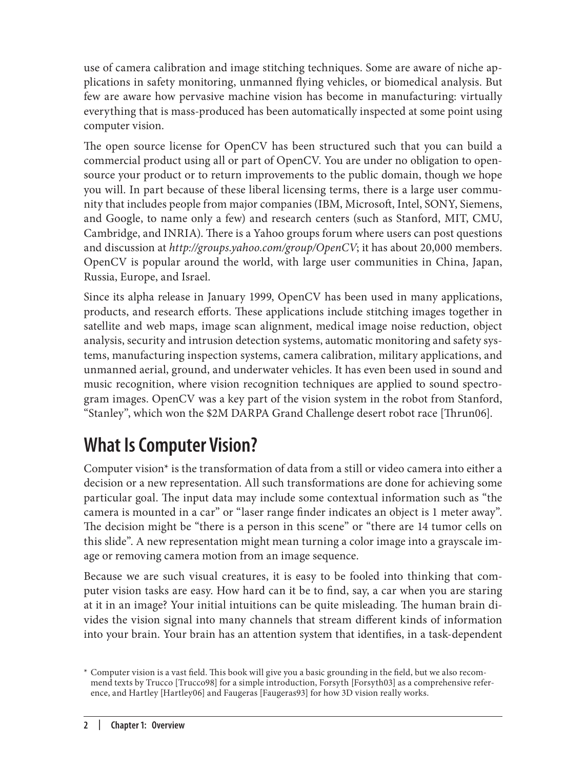use of camera calibration and image stitching techniques. Some are aware of niche applications in safety monitoring, unmanned flying vehicles, or biomedical analysis. But few are aware how pervasive machine vision has become in manufacturing: virtually everything that is mass-produced has been automatically inspected at some point using computer vision.

The open source license for OpenCV has been structured such that you can build a commercial product using all or part of OpenCV. You are under no obligation to open-source your product or to return improvements to the public domain, though we hope you will. In part because of these liberal licensing terms, there is a large user community that includes people from major companies (IBM, Microsoft, Intel, SONY, Siemens, and Google, to name only a few) and research centers (such as Stanford, MIT, CMU, Cambridge, and INRIA). There is a Yahoo groups forum where users can post questions and discussion at *http://groups.yahoo.com/group/OpenCV*; it has about 20,000 members. OpenCV is popular around the world, with large user communities in China, Japan, Russia, Europe, and Israel.

Since its alpha release in January 1999, OpenCV has been used in many applications, products, and research efforts. These applications include stitching images together in satellite and web maps, image scan alignment, medical image noise reduction, object analysis, security and intrusion detection systems, automatic monitoring and safety systems, manufacturing inspection systems, camera calibration, military applications, and unmanned aerial, ground, and underwater vehicles. It has even been used in sound and music recognition, where vision recognition techniques are applied to sound spectrogram images. OpenCV was a key part of the vision system in the robot from Stanford, "Stanley", which won the $2M DARPA Grand Challenge desert robot race [Thrun06].

## What Is Computer Vision?

Computer vision* is the transformation of data from a still or video camera into either a decision or a new representation. All such transformations are done for achieving some particular goal. The input data may include some contextual information such as "the camera is mounted in a car" or "laser range finder indicates an object is 1 meter away". The decision might be "there is a person in this scene" or "there are 14 tumor cells on this slide". A new representation might mean turning a color image into a grayscale image or removing camera motion from an image sequence.

Because we are such visual creatures, it is easy to be fooled into thinking that computer vision tasks are easy. How hard can it be to find, say, a car when you are staring at it in an image? Your initial intuitions can be quite misleading. The human brain divides the vision signal into many channels that stream different kinds of information into your brain. Your brain has an attention system that identifies, in a task-dependent

* Computer vision is a vast field. This book will give you a basic grounding in the field, but we also recommend texts by Trucco [Trucco98] for a simple introduction, Forsyth [Forsyth03] as a comprehensive reference, and Hartley [Hartley06] and Faugeras [Faugeras93] for how 3D vision really works.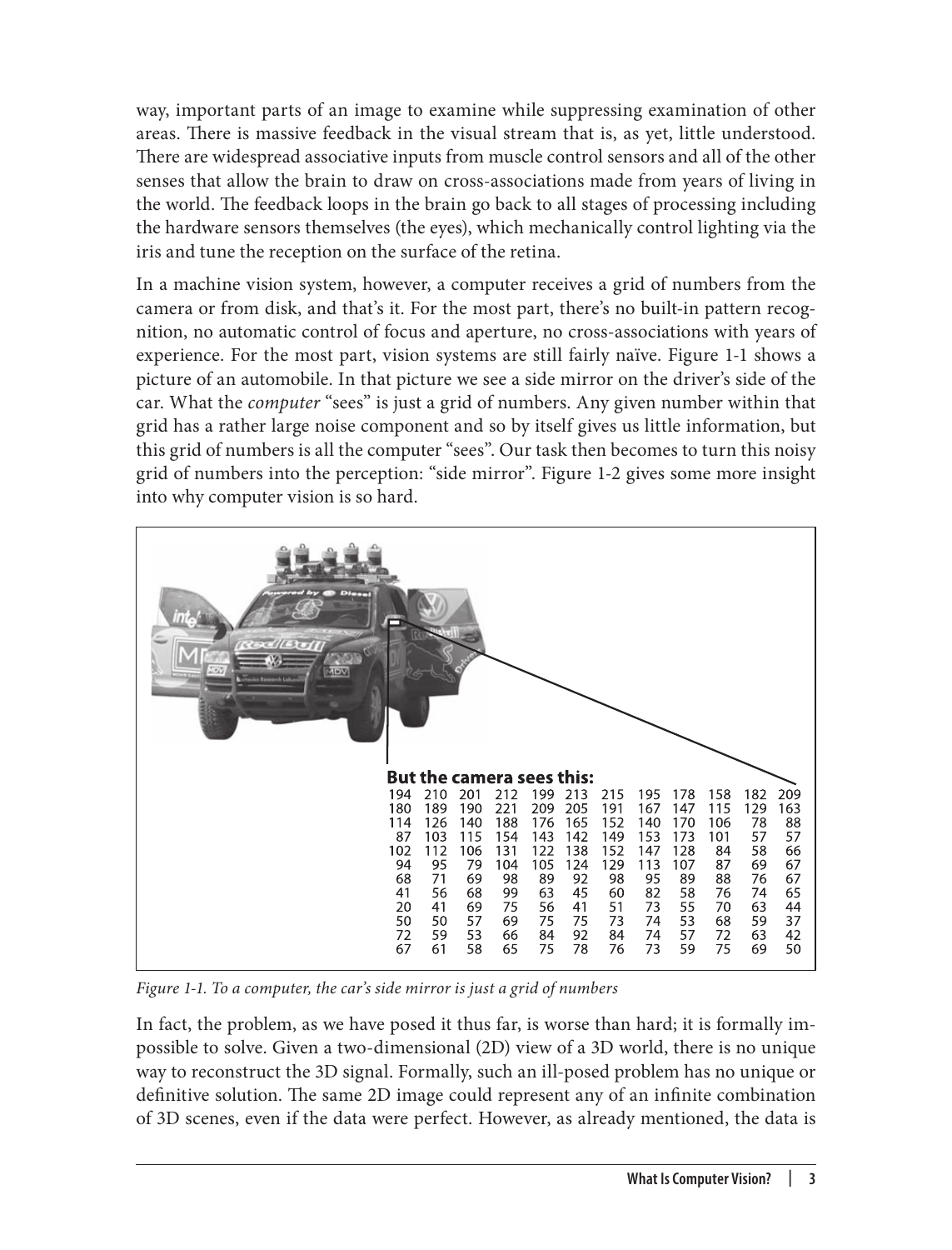way, important parts of an image to examine while suppressing examination of other areas. There is massive feedback in the visual stream that is, as yet, little understood. There are widespread associative inputs from muscle control sensors and all of the other senses that allow the brain to draw on cross-associations made from years of living in the world. The feedback loops in the brain go back to all stages of processing including the hardware sensors themselves (the eyes), which mechanically control lighting via the iris and tune the reception on the surface of the retina.

In a machine vision system, however, a computer receives a grid of numbers from the camera or from disk, and that's it. For the most part, there's no built-in pattern recognition, no automatic control of focus and aperture, no cross-associations with years of experience. For the most part, vision systems are still fairly naïve. Figure 1-1 shows a picture of an automobile. In that picture we see a side mirror on the driver's side of the car. What the *computer* "sees" is just a grid of numbers. Any given number within that grid has a rather large noise component and so by itself gives us little information, but this grid of numbers is all the computer "sees". Our task then becomes to turn this noisy grid of numbers into the perception: "side mirror". Figure 1-2 gives some more insight into why computer vision is so hard.

**But the camera sees this:**

```
194  210  201  212  199  213  215  195  178  158  182  209
180  189  190  221  209  205  191  167  147  115  129  163
114  126  140  188  176  165  152  140  170  106   78   88
 87  103  115  154  143  142  149  153  173  101   57   57
102  112  106  131  122  138  152  147  128   84   58   66
 94   95   79  104  105  124  129  113  107   87   69   67
 68   71   69   98   89   92   98   95   89   88   76   67
 41   56   68   99   63   45   60   82   58   76   74   65
 20   41   69   75   56   41   51   73   55   70   63   44
 50   50   57   69   75   75   73   74   53   68   59   37
 72   59   53   66   84   92   84   74   57   72   63   42
 67   61   58   65   75   78   76   73   59   75   69   50
```

*Figure 1-1. To a computer, the car's side mirror is just a grid of numbers*

In fact, the problem, as we have posed it thus far, is worse than hard; it is formally impossible to solve. Given a two-dimensional (2D) view of a 3D world, there is no unique way to reconstruct the 3D signal. Formally, such an ill-posed problem has no unique or definitive solution. The same 2D image could represent any of an infinite combination of 3D scenes, even if the data were perfect. However, as already mentioned, the data is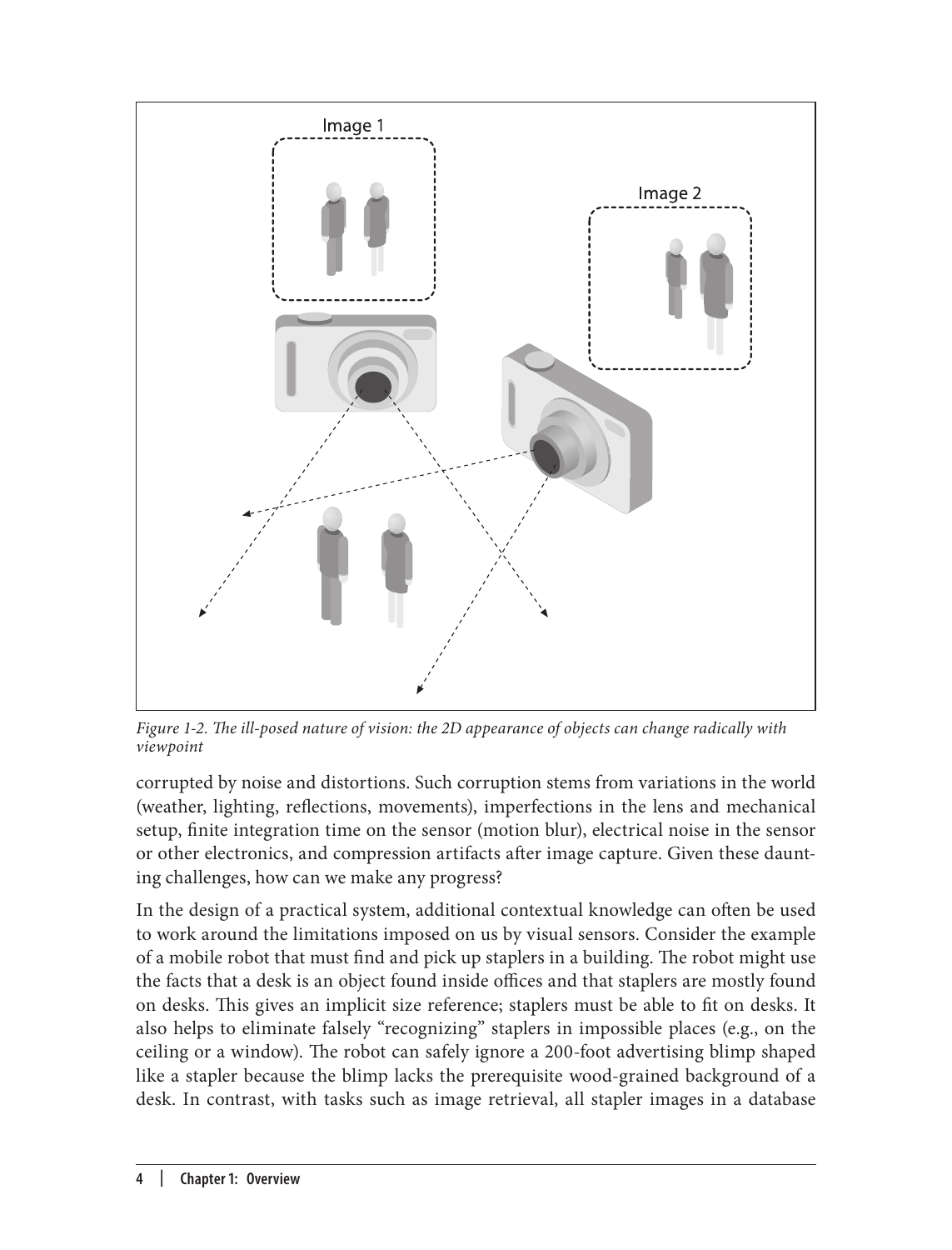*Figure 1-2. The ill-posed nature of vision: the 2D appearance of objects can change radically with viewpoint*

corrupted by noise and distortions. Such corruption stems from variations in the world (weather, lighting, reflections, movements), imperfections in the lens and mechanical setup, finite integration time on the sensor (motion blur), electrical noise in the sensor or other electronics, and compression artifacts after image capture. Given these daunting challenges, how can we make any progress?

In the design of a practical system, additional contextual knowledge can often be used to work around the limitations imposed on us by visual sensors. Consider the example of a mobile robot that must find and pick up staplers in a building. The robot might use the facts that a desk is an object found inside offices and that staplers are mostly found on desks. This gives an implicit size reference; staplers must be able to fit on desks. It also helps to eliminate falsely "recognizing" staplers in impossible places (e.g., on the ceiling or a window). The robot can safely ignore a 200-foot advertising blimp shaped like a stapler because the blimp lacks the prerequisite wood-grained background of a desk. In contrast, with tasks such as image retrieval, all stapler images in a database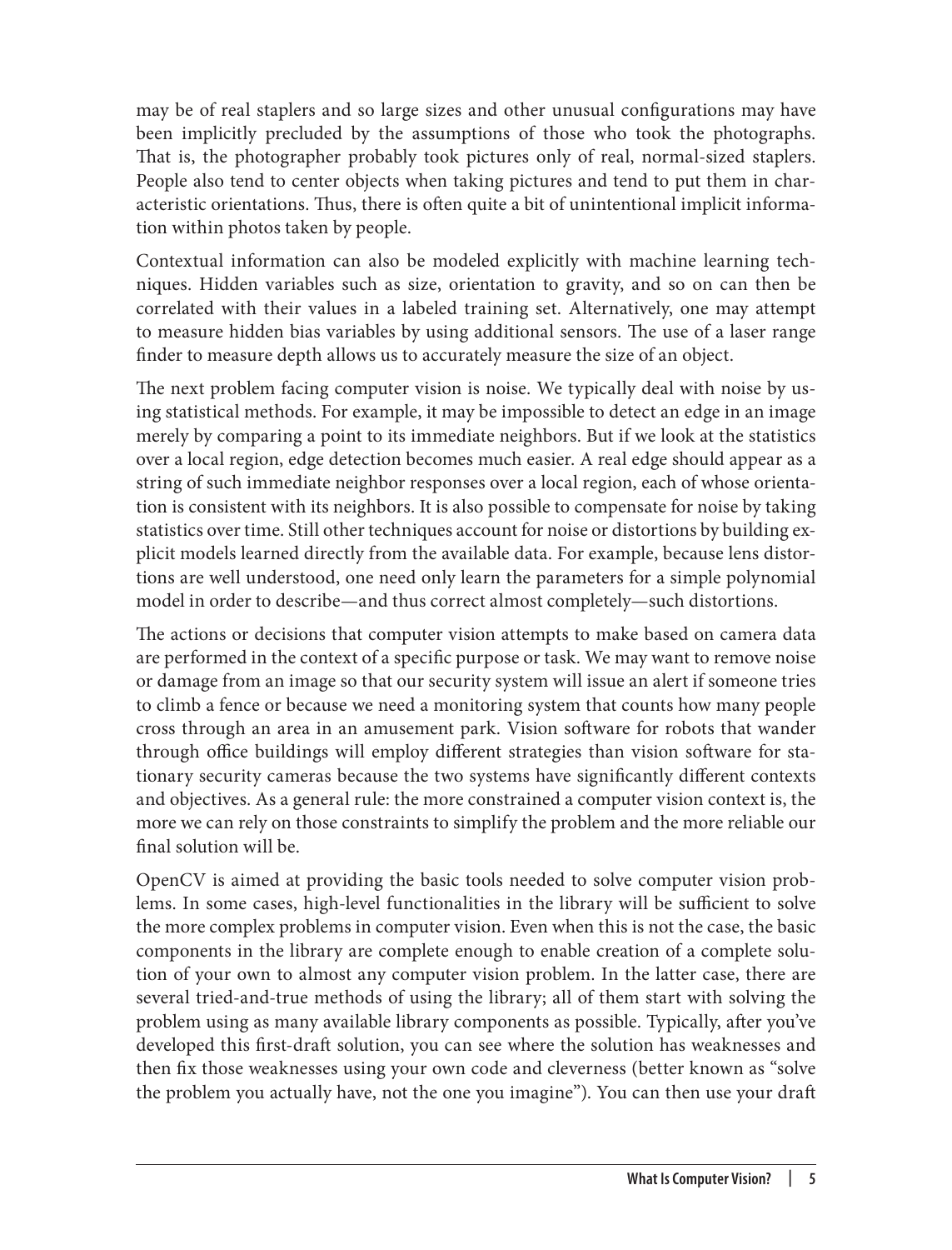may be of real staplers and so large sizes and other unusual configurations may have been implicitly precluded by the assumptions of those who took the photographs. That is, the photographer probably took pictures only of real, normal-sized staplers. People also tend to center objects when taking pictures and tend to put them in characteristic orientations. Thus, there is often quite a bit of unintentional implicit information within photos taken by people.

Contextual information can also be modeled explicitly with machine learning techniques. Hidden variables such as size, orientation to gravity, and so on can then be correlated with their values in a labeled training set. Alternatively, one may attempt to measure hidden bias variables by using additional sensors. The use of a laser range finder to measure depth allows us to accurately measure the size of an object.

The next problem facing computer vision is noise. We typically deal with noise by using statistical methods. For example, it may be impossible to detect an edge in an image merely by comparing a point to its immediate neighbors. But if we look at the statistics over a local region, edge detection becomes much easier. A real edge should appear as a string of such immediate neighbor responses over a local region, each of whose orientation is consistent with its neighbors. It is also possible to compensate for noise by taking statistics over time. Still other techniques account for noise or distortions by building explicit models learned directly from the available data. For example, because lens distortions are well understood, one need only learn the parameters for a simple polynomial model in order to describe—and thus correct almost completely—such distortions.

The actions or decisions that computer vision attempts to make based on camera data are performed in the context of a specific purpose or task. We may want to remove noise or damage from an image so that our security system will issue an alert if someone tries to climb a fence or because we need a monitoring system that counts how many people cross through an area in an amusement park. Vision software for robots that wander through office buildings will employ different strategies than vision software for stationary security cameras because the two systems have significantly different contexts and objectives. As a general rule: the more constrained a computer vision context is, the more we can rely on those constraints to simplify the problem and the more reliable our final solution will be.

OpenCV is aimed at providing the basic tools needed to solve computer vision problems. In some cases, high-level functionalities in the library will be sufficient to solve the more complex problems in computer vision. Even when this is not the case, the basic components in the library are complete enough to enable creation of a complete solution of your own to almost any computer vision problem. In the latter case, there are several tried-and-true methods of using the library; all of them start with solving the problem using as many available library components as possible. Typically, after you've developed this first-draft solution, you can see where the solution has weaknesses and then fix those weaknesses using your own code and cleverness (better known as "solve the problem you actually have, not the one you imagine"). You can then use your draft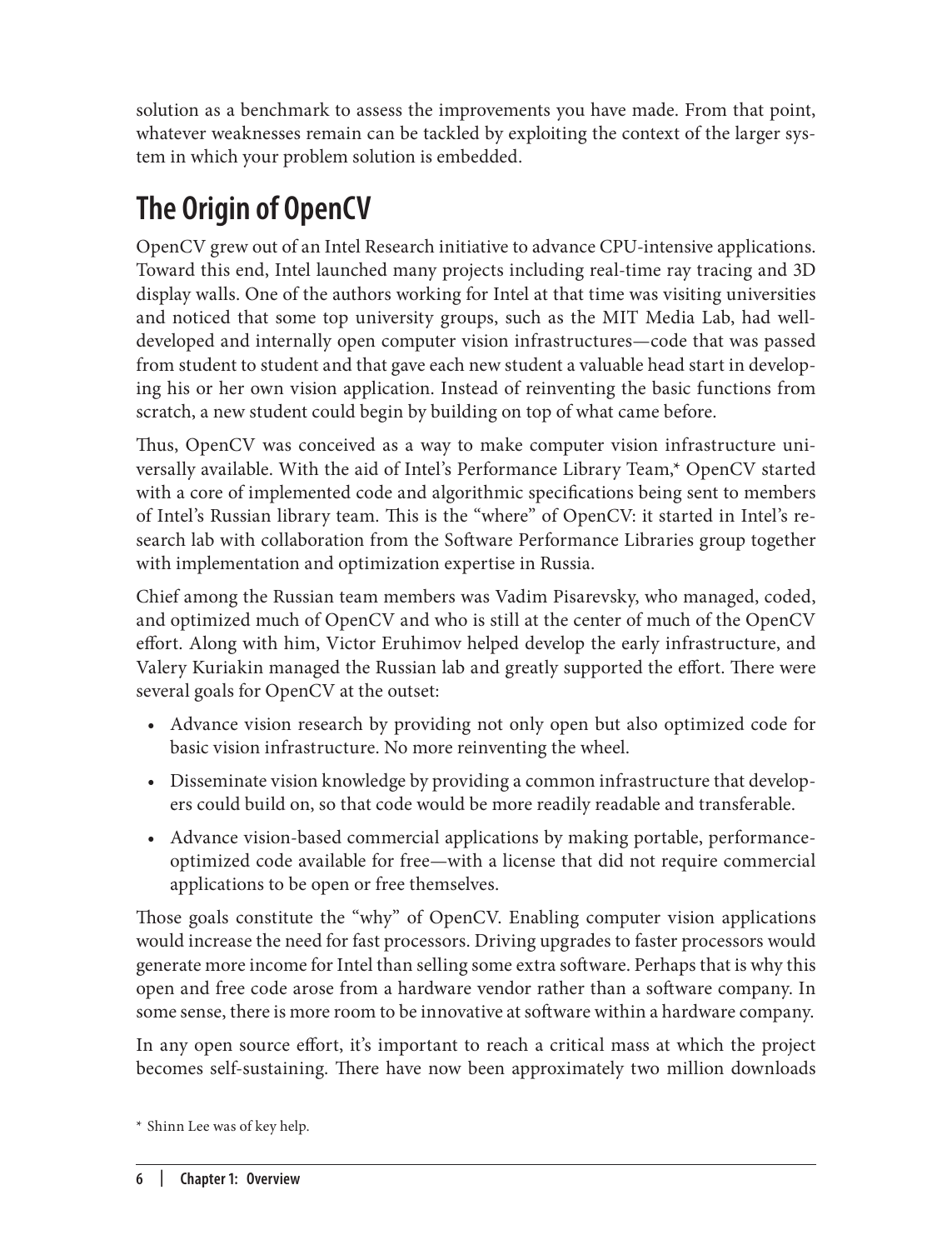solution as a benchmark to assess the improvements you have made. From that point, whatever weaknesses remain can be tackled by exploiting the context of the larger system in which your problem solution is embedded.

## The Origin of OpenCV

OpenCV grew out of an Intel Research initiative to advance CPU-intensive applications. Toward this end, Intel launched many projects including real-time ray tracing and 3D display walls. One of the authors working for Intel at that time was visiting universities and noticed that some top university groups, such as the MIT Media Lab, had well-developed and internally open computer vision infrastructures—code that was passed from student to student and that gave each new student a valuable head start in developing his or her own vision application. Instead of reinventing the basic functions from scratch, a new student could begin by building on top of what came before.

Thus, OpenCV was conceived as a way to make computer vision infrastructure universally available. With the aid of Intel's Performance Library Team,* OpenCV started with a core of implemented code and algorithmic specifications being sent to members of Intel's Russian library team. This is the "where" of OpenCV: it started in Intel's research lab with collaboration from the Software Performance Libraries group together with implementation and optimization expertise in Russia.

Chief among the Russian team members was Vadim Pisarevsky, who managed, coded, and optimized much of OpenCV and who is still at the center of much of the OpenCV effort. Along with him, Victor Eruhimov helped develop the early infrastructure, and Valery Kuriakin managed the Russian lab and greatly supported the effort. There were several goals for OpenCV at the outset:

- Advance vision research by providing not only open but also optimized code for basic vision infrastructure. No more reinventing the wheel.
- Disseminate vision knowledge by providing a common infrastructure that developers could build on, so that code would be more readily readable and transferable.
- Advance vision-based commercial applications by making portable, performance-optimized code available for free—with a license that did not require commercial applications to be open or free themselves.

Those goals constitute the "why" of OpenCV. Enabling computer vision applications would increase the need for fast processors. Driving upgrades to faster processors would generate more income for Intel than selling some extra software. Perhaps that is why this open and free code arose from a hardware vendor rather than a software company. In some sense, there is more room to be innovative at software within a hardware company.

In any open source effort, it's important to reach a critical mass at which the project becomes self-sustaining. There have now been approximately two million downloads

\* Shinn Lee was of key help.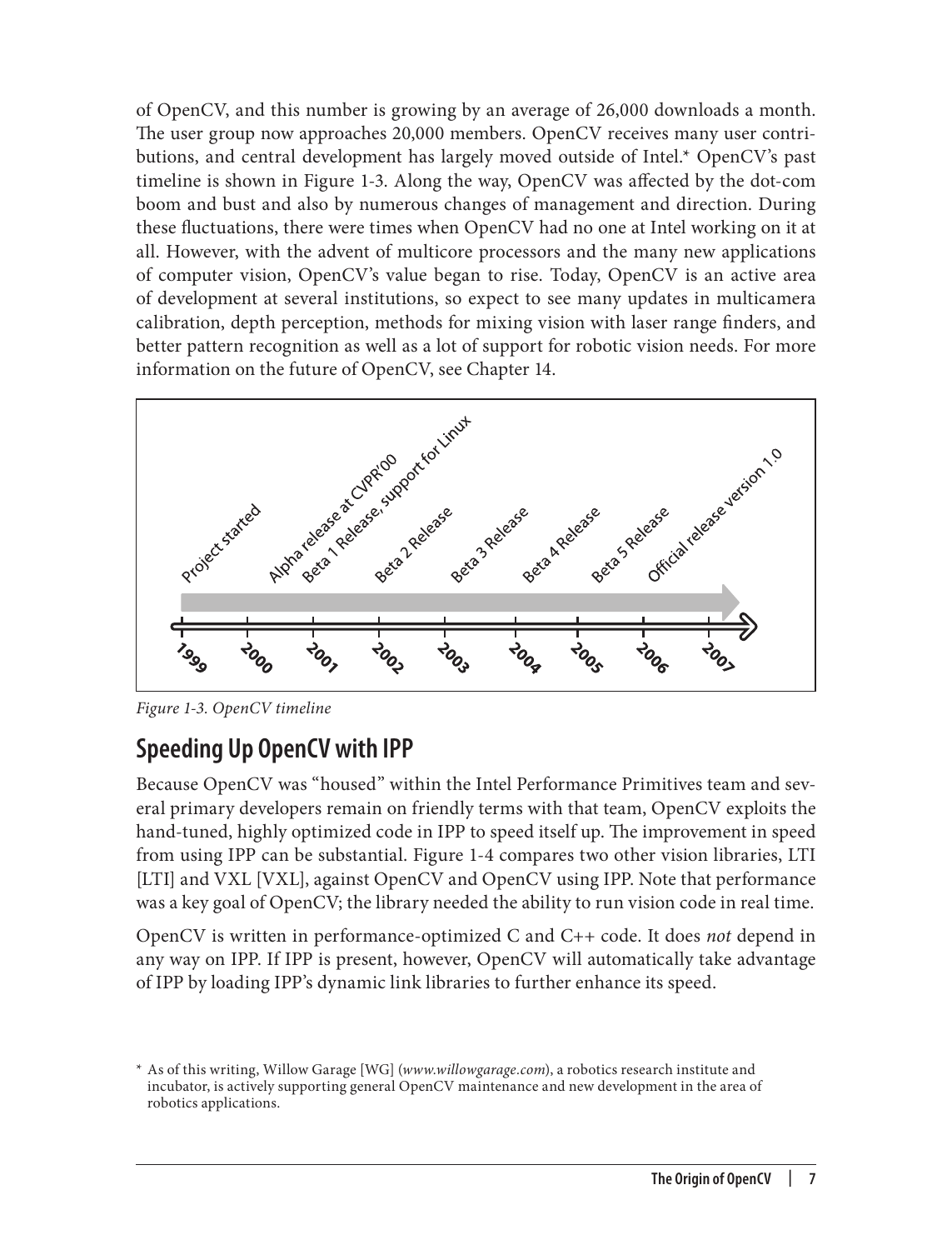of OpenCV, and this number is growing by an average of 26,000 downloads a month. The user group now approaches 20,000 members. OpenCV receives many user contributions, and central development has largely moved outside of Intel.* OpenCV's past timeline is shown in Figure 1-3. Along the way, OpenCV was affected by the dot-com boom and bust and also by numerous changes of management and direction. During these fluctuations, there were times when OpenCV had no one at Intel working on it at all. However, with the advent of multicore processors and the many new applications of computer vision, OpenCV's value began to rise. Today, OpenCV is an active area of development at several institutions, so expect to see many updates in multicamera calibration, depth perception, methods for mixing vision with laser range finders, and better pattern recognition as well as a lot of support for robotic vision needs. For more information on the future of OpenCV, see Chapter 14.

Project started
Alpha release at CVPR'00
Beta 1 Release, support for Linux
Beta 2 Release
Beta 3 Release
Beta 4 Release
Beta 5 Release
Official release version 1.0
1999
2000
2001
2002
2003
2004
2005
2006
2007

*Figure 1-3. OpenCV timeline*

## Speeding Up OpenCV with IPP

Because OpenCV was "housed" within the Intel Performance Primitives team and several primary developers remain on friendly terms with that team, OpenCV exploits the hand-tuned, highly optimized code in IPP to speed itself up. The improvement in speed from using IPP can be substantial. Figure 1-4 compares two other vision libraries, LTI [LTI] and VXL [VXL], against OpenCV and OpenCV using IPP. Note that performance was a key goal of OpenCV; the library needed the ability to run vision code in real time.

OpenCV is written in performance-optimized C and C++ code. It does *not* depend in any way on IPP. If IPP is present, however, OpenCV will automatically take advantage of IPP by loading IPP's dynamic link libraries to further enhance its speed.

* As of this writing, Willow Garage [WG] (*www.willowgarage.com*), a robotics research institute and incubator, is actively supporting general OpenCV maintenance and new development in the area of robotics applications.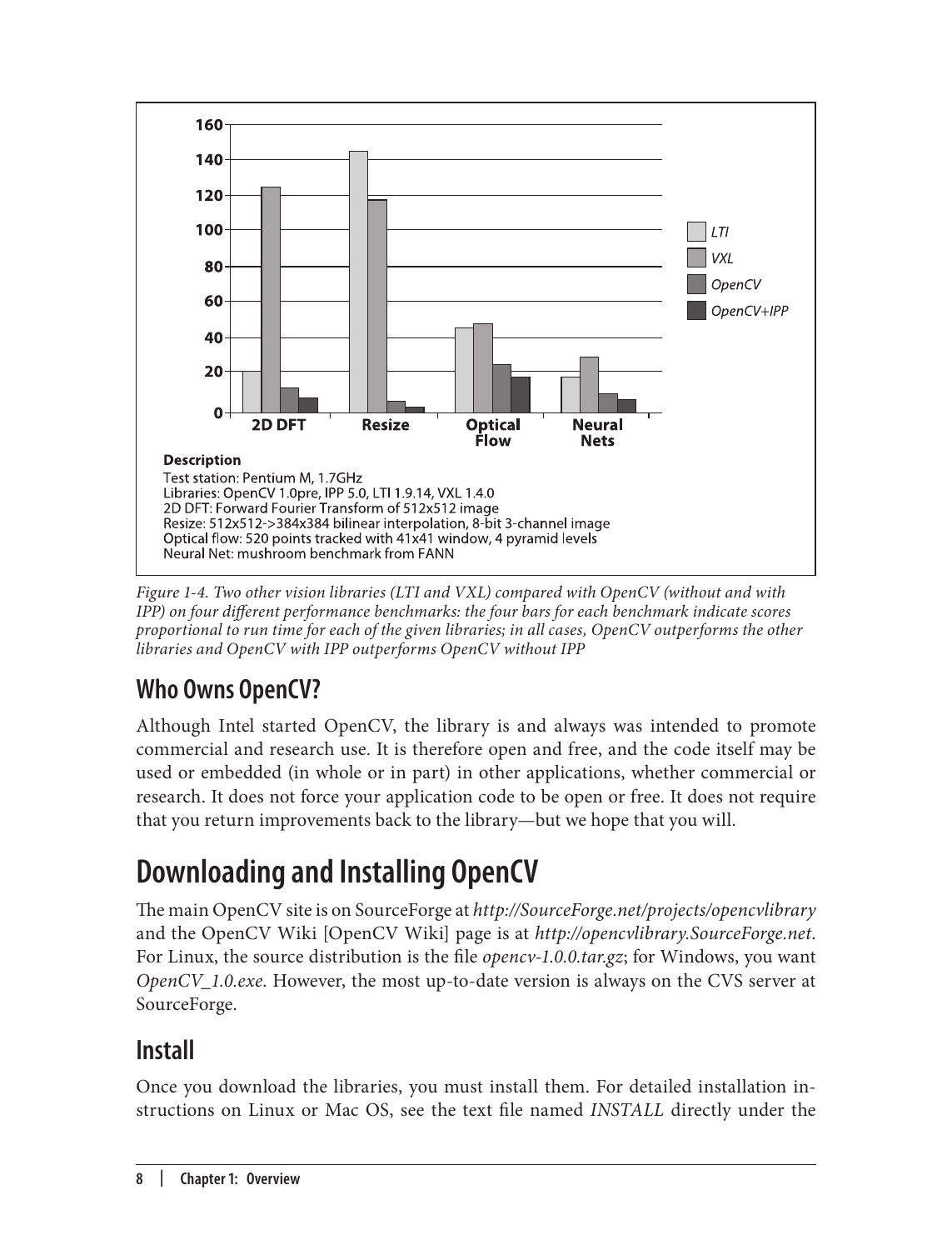Figure 1-4. Two other vision libraries (LTI and VXL) compared with OpenCV (without and with IPP) on four different performance benchmarks: the four bars for each benchmark indicate scores proportional to run time for each of the given libraries; in all cases, OpenCV outperforms the other libraries and OpenCV with IPP outperforms OpenCV without IPP

## Who Owns OpenCV?

Although Intel started OpenCV, the library is and always was intended to promote commercial and research use. It is therefore open and free, and the code itself may be used or embedded (in whole or in part) in other applications, whether commercial or research. It does not force your application code to be open or free. It does not require that you return improvements back to the library—but we hope that you will.

# Downloading and Installing OpenCV

The main OpenCV site is on SourceForge at *http://SourceForge.net/projects/opencvlibrary* and the OpenCV Wiki [OpenCV Wiki] page is at *http://opencvlibrary.SourceForge.net*. For Linux, the source distribution is the file *opencv-1.0.0.tar.gz*; for Windows, you want *OpenCV_1.0.exe*. However, the most up-to-date version is always on the CVS server at SourceForge.

## Install

Once you download the libraries, you must install them. For detailed installation instructions on Linux or Mac OS, see the text file named *INSTALL* directly under the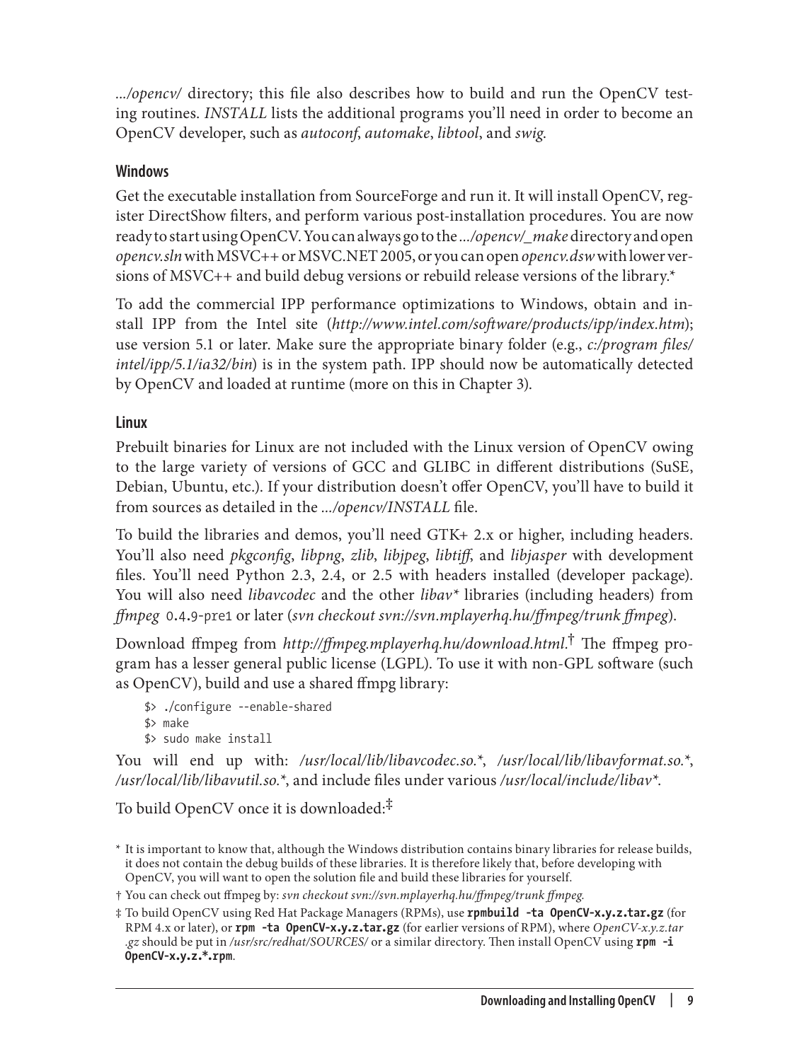*.../opencv/* directory; this file also describes how to build and run the OpenCV testing routines. *INSTALL* lists the additional programs you'll need in order to become an OpenCV developer, such as *autoconf*, *automake*, *libtool*, and *swig*.

### Windows

Get the executable installation from SourceForge and run it. It will install OpenCV, register DirectShow filters, and perform various post-installation procedures. You are now ready to start using OpenCV. You can always go to the *.../opencv/_make* directory and open *opencv.sln* with MSVC++ or MSVC.NET 2005, or you can open *opencv.dsw* with lower versions of MSVC++ and build debug versions or rebuild release versions of the library.*

To add the commercial IPP performance optimizations to Windows, obtain and install IPP from the Intel site (*http://www.intel.com/software/products/ipp/index.htm*); use version 5.1 or later. Make sure the appropriate binary folder (e.g., *c:/program files/intel/ipp/5.1/ia32/bin*) is in the system path. IPP should now be automatically detected by OpenCV and loaded at runtime (more on this in Chapter 3).

### Linux

Prebuilt binaries for Linux are not included with the Linux version of OpenCV owing to the large variety of versions of GCC and GLIBC in different distributions (SuSE, Debian, Ubuntu, etc.). If your distribution doesn't offer OpenCV, you'll have to build it from sources as detailed in the *.../opencv/INSTALL* file.

To build the libraries and demos, you'll need GTK+ 2.x or higher, including headers. You'll also need *pkgconfig*, *libpng*, *zlib*, *libjpeg*, *libtiff*, and *libjasper* with development files. You'll need Python 2.3, 2.4, or 2.5 with headers installed (developer package). You will also need *libavcodec* and the other *libav** libraries (including headers) from *ffmpeg* `0.4.9-pre1` or later (*svn checkout svn://svn.mplayerhq.hu/ffmpeg/trunk ffmpeg*).

Download ffmpeg from *http://ffmpeg.mplayerhq.hu/download.html*.† The ffmpeg program has a lesser general public license (LGPL). To use it with non-GPL software (such as OpenCV), build and use a shared ffmpg library:

```
$> ./configure --enable-shared
$> make
$> sudo make install
```

You will end up with: */usr/local/lib/libavcodec.so.**, */usr/local/lib/libavformat.so.**, */usr/local/lib/libavutil.so.**, and include files under various */usr/local/include/libav**.

To build OpenCV once it is downloaded:‡

* It is important to know that, although the Windows distribution contains binary libraries for release builds, it does not contain the debug builds of these libraries. It is therefore likely that, before developing with OpenCV, you will want to open the solution file and build these libraries for yourself.

† You can check out ffmpeg by: *svn checkout svn://svn.mplayerhq.hu/ffmpeg/trunk ffmpeg*.

‡ To build OpenCV using Red Hat Package Managers (RPMs), use **`rpmbuild -ta OpenCV-x.y.z.tar.gz`** (for RPM 4.x or later), or **`rpm -ta OpenCV-x.y.z.tar.gz`** (for earlier versions of RPM), where *OpenCV-x.y.z.tar.gz* should be put in */usr/src/redhat/SOURCES/* or a similar directory. Then install OpenCV using **`rpm -i OpenCV-x.y.z.*.rpm`**.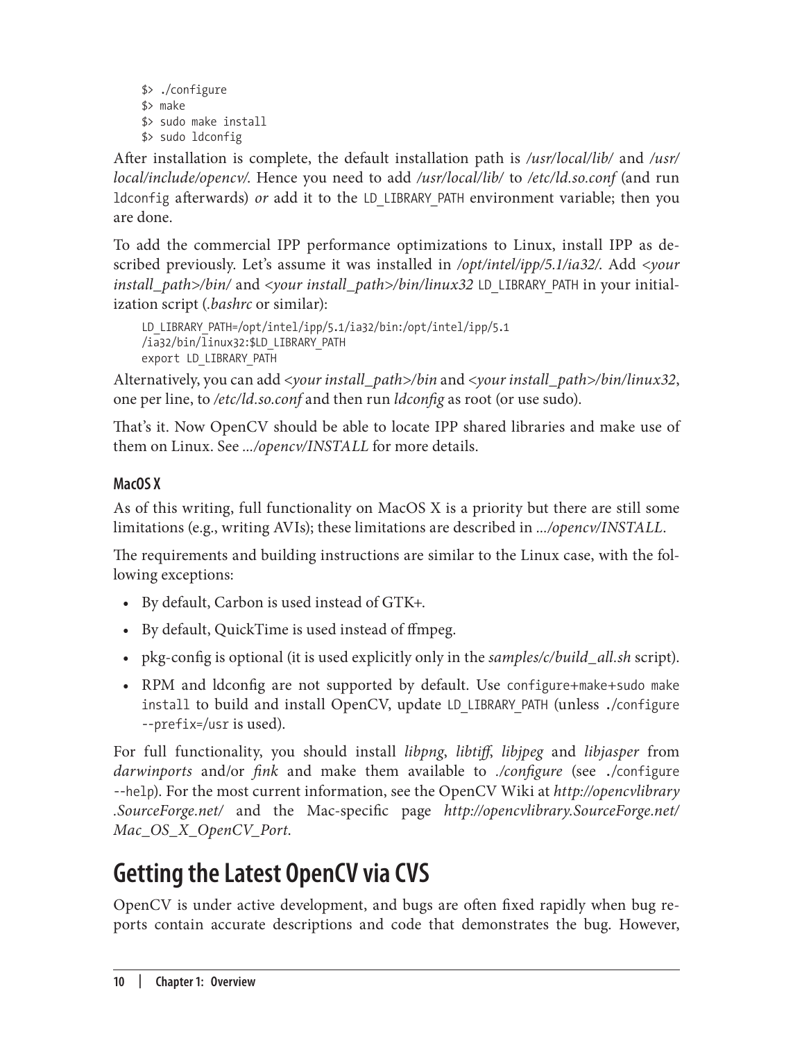```
$> ./configure
$> make
$> sudo make install
$> sudo ldconfig
```

After installation is complete, the default installation path is */usr/local/lib/* and */usr/local/include/opencv/*. Hence you need to add */usr/local/lib/* to */etc/ld.so.conf* (and run `ldconfig` afterwards) *or* add it to the `LD_LIBRARY_PATH` environment variable; then you are done.

To add the commercial IPP performance optimizations to Linux, install IPP as described previously. Let's assume it was installed in */opt/intel/ipp/5.1/ia32/*. Add *<your install_path>/bin/* and *<your install_path>/bin/linux32* `LD_LIBRARY_PATH` in your initialization script (*.bashrc* or similar):

```
LD_LIBRARY_PATH=/opt/intel/ipp/5.1/ia32/bin:/opt/intel/ipp/5.1
/ia32/bin/linux32:$LD_LIBRARY_PATH
export LD_LIBRARY_PATH
```

Alternatively, you can add *<your install_path>/bin* and *<your install_path>/bin/linux32*, one per line, to */etc/ld.so.conf* and then run *ldconfig* as root (or use sudo).

That's it. Now OpenCV should be able to locate IPP shared libraries and make use of them on Linux. See *.../opencv/INSTALL* for more details.

### MacOS X

As of this writing, full functionality on MacOS X is a priority but there are still some limitations (e.g., writing AVIs); these limitations are described in *.../opencv/INSTALL*.

The requirements and building instructions are similar to the Linux case, with the following exceptions:

- By default, Carbon is used instead of GTK+.
- By default, QuickTime is used instead of ffmpeg.
- pkg-config is optional (it is used explicitly only in the *samples/c/build_all.sh* script).
- RPM and ldconfig are not supported by default. Use `configure+make+sudo make install` to build and install OpenCV, update `LD_LIBRARY_PATH` (unless `./configure --prefix=/usr` is used).

For full functionality, you should install *libpng*, *libtiff*, *libjpeg* and *libjasper* from *darwinports* and/or *fink* and make them available to *./configure* (see `./configure --help`). For the most current information, see the OpenCV Wiki at *http://opencvlibrary.SourceForge.net/* and the Mac-specific page *http://opencvlibrary.SourceForge.net/Mac_OS_X_OpenCV_Port*.

## Getting the Latest OpenCV via CVS

OpenCV is under active development, and bugs are often fixed rapidly when bug reports contain accurate descriptions and code that demonstrates the bug. However,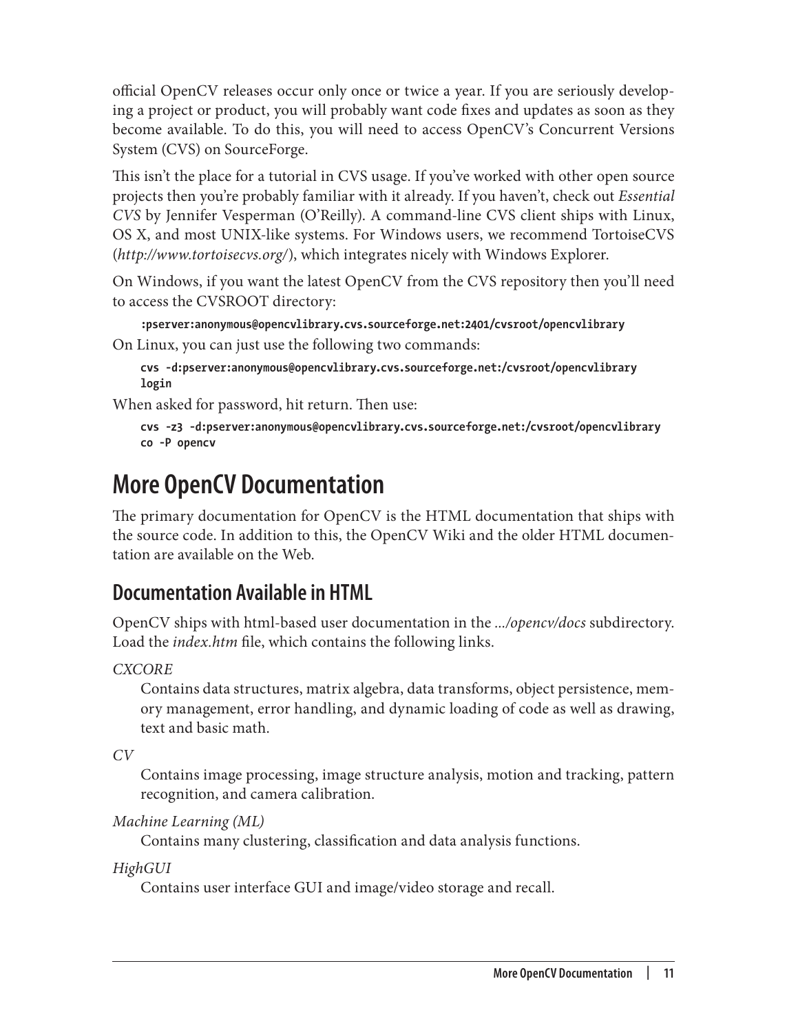official OpenCV releases occur only once or twice a year. If you are seriously developing a project or product, you will probably want code fixes and updates as soon as they become available. To do this, you will need to access OpenCV's Concurrent Versions System (CVS) on SourceForge.

This isn't the place for a tutorial in CVS usage. If you've worked with other open source projects then you're probably familiar with it already. If you haven't, check out *Essential CVS* by Jennifer Vesperman (O'Reilly). A command-line CVS client ships with Linux, OS X, and most UNIX-like systems. For Windows users, we recommend TortoiseCVS (*http://www.tortoisecvs.org/*), which integrates nicely with Windows Explorer.

On Windows, if you want the latest OpenCV from the CVS repository then you'll need to access the CVSROOT directory:

```
:pserver:anonymous@opencvlibrary.cvs.sourceforge.net:2401/cvsroot/opencvlibrary
```

On Linux, you can just use the following two commands:

```
cvs -d:pserver:anonymous@opencvlibrary.cvs.sourceforge.net:/cvsroot/opencvlibrary
login
```

When asked for password, hit return. Then use:

```
cvs -z3 -d:pserver:anonymous@opencvlibrary.cvs.sourceforge.net:/cvsroot/opencvlibrary
co -P opencv
```

# More OpenCV Documentation

The primary documentation for OpenCV is the HTML documentation that ships with the source code. In addition to this, the OpenCV Wiki and the older HTML documentation are available on the Web.

## Documentation Available in HTML

OpenCV ships with html-based user documentation in the *.../opencv/docs* subdirectory. Load the *index.htm* file, which contains the following links.

*CXCORE*
: Contains data structures, matrix algebra, data transforms, object persistence, memory management, error handling, and dynamic loading of code as well as drawing, text and basic math.

*CV*
: Contains image processing, image structure analysis, motion and tracking, pattern recognition, and camera calibration.

*Machine Learning (ML)*
: Contains many clustering, classification and data analysis functions.

*HighGUI*
: Contains user interface GUI and image/video storage and recall.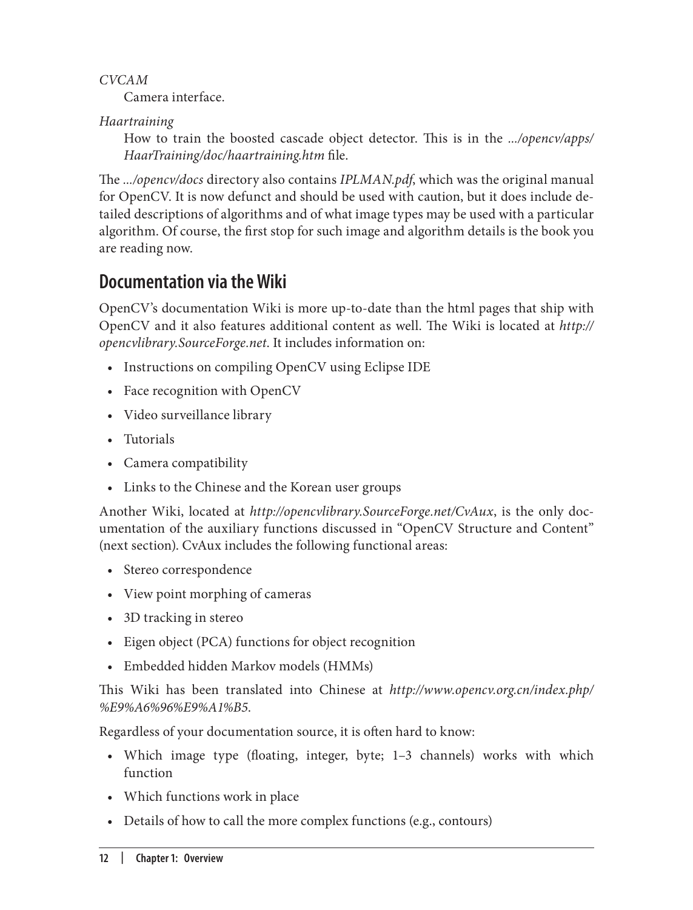*CVCAM*
Camera interface.

*Haartraining*
How to train the boosted cascade object detector. This is in the *.../opencv/apps/HaarTraining/doc/haartraining.htm* file.

The *.../opencv/docs* directory also contains *IPLMAN.pdf*, which was the original manual for OpenCV. It is now defunct and should be used with caution, but it does include detailed descriptions of algorithms and of what image types may be used with a particular algorithm. Of course, the first stop for such image and algorithm details is the book you are reading now.

## Documentation via the Wiki

OpenCV's documentation Wiki is more up-to-date than the html pages that ship with OpenCV and it also features additional content as well. The Wiki is located at *http://opencvlibrary.SourceForge.net*. It includes information on:

- Instructions on compiling OpenCV using Eclipse IDE
- Face recognition with OpenCV
- Video surveillance library
- Tutorials
- Camera compatibility
- Links to the Chinese and the Korean user groups

Another Wiki, located at *http://opencvlibrary.SourceForge.net/CvAux*, is the only documentation of the auxiliary functions discussed in "OpenCV Structure and Content" (next section). CvAux includes the following functional areas:

- Stereo correspondence
- View point morphing of cameras
- 3D tracking in stereo
- Eigen object (PCA) functions for object recognition
- Embedded hidden Markov models (HMMs)

This Wiki has been translated into Chinese at *http://www.opencv.org.cn/index.php/%E9%A6%96%E9%A1%B5*.

Regardless of your documentation source, it is often hard to know:

- Which image type (floating, integer, byte; 1–3 channels) works with which function
- Which functions work in place
- Details of how to call the more complex functions (e.g., contours)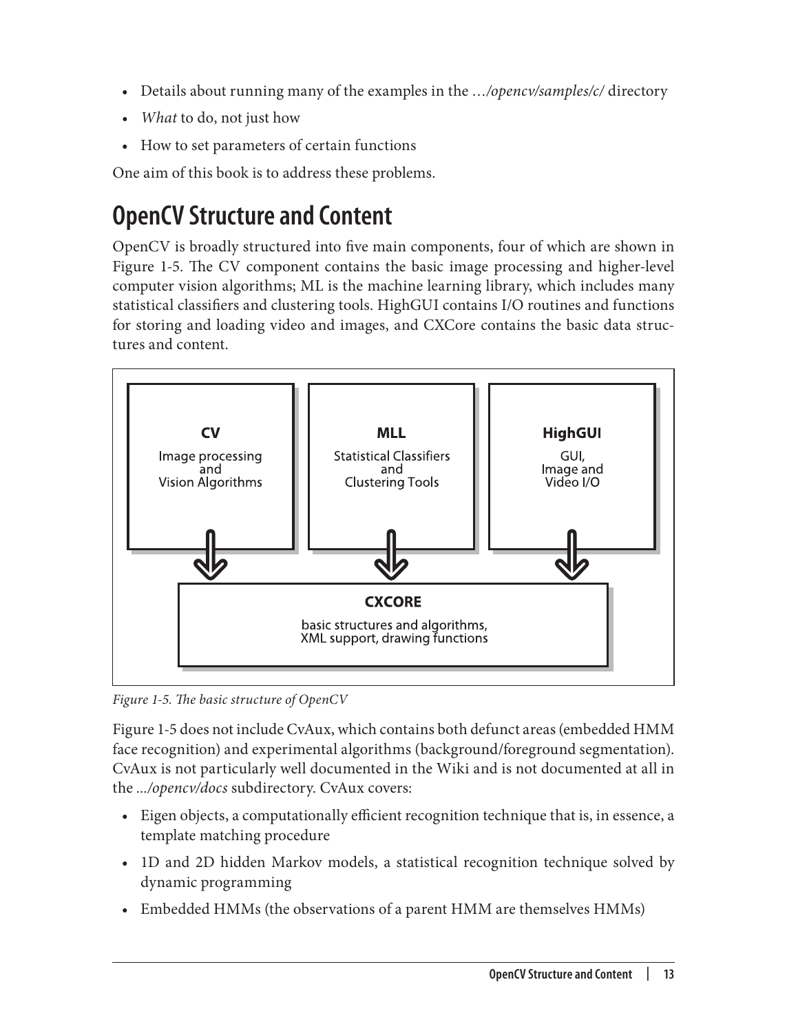- Details about running many of the examples in the *…/opencv/samples/c/* directory
- *What* to do, not just how
- How to set parameters of certain functions

One aim of this book is to address these problems.

## OpenCV Structure and Content

OpenCV is broadly structured into five main components, four of which are shown in Figure 1-5. The CV component contains the basic image processing and higher-level computer vision algorithms; ML is the machine learning library, which includes many statistical classifiers and clustering tools. HighGUI contains I/O routines and functions for storing and loading video and images, and CXCore contains the basic data structures and content.

*Figure 1-5. The basic structure of OpenCV*

Figure 1-5 does not include CvAux, which contains both defunct areas (embedded HMM face recognition) and experimental algorithms (background/foreground segmentation). CvAux is not particularly well documented in the Wiki and is not documented at all in the *.../opencv/docs* subdirectory. CvAux covers:

- Eigen objects, a computationally efficient recognition technique that is, in essence, a template matching procedure
- 1D and 2D hidden Markov models, a statistical recognition technique solved by dynamic programming
- Embedded HMMs (the observations of a parent HMM are themselves HMMs)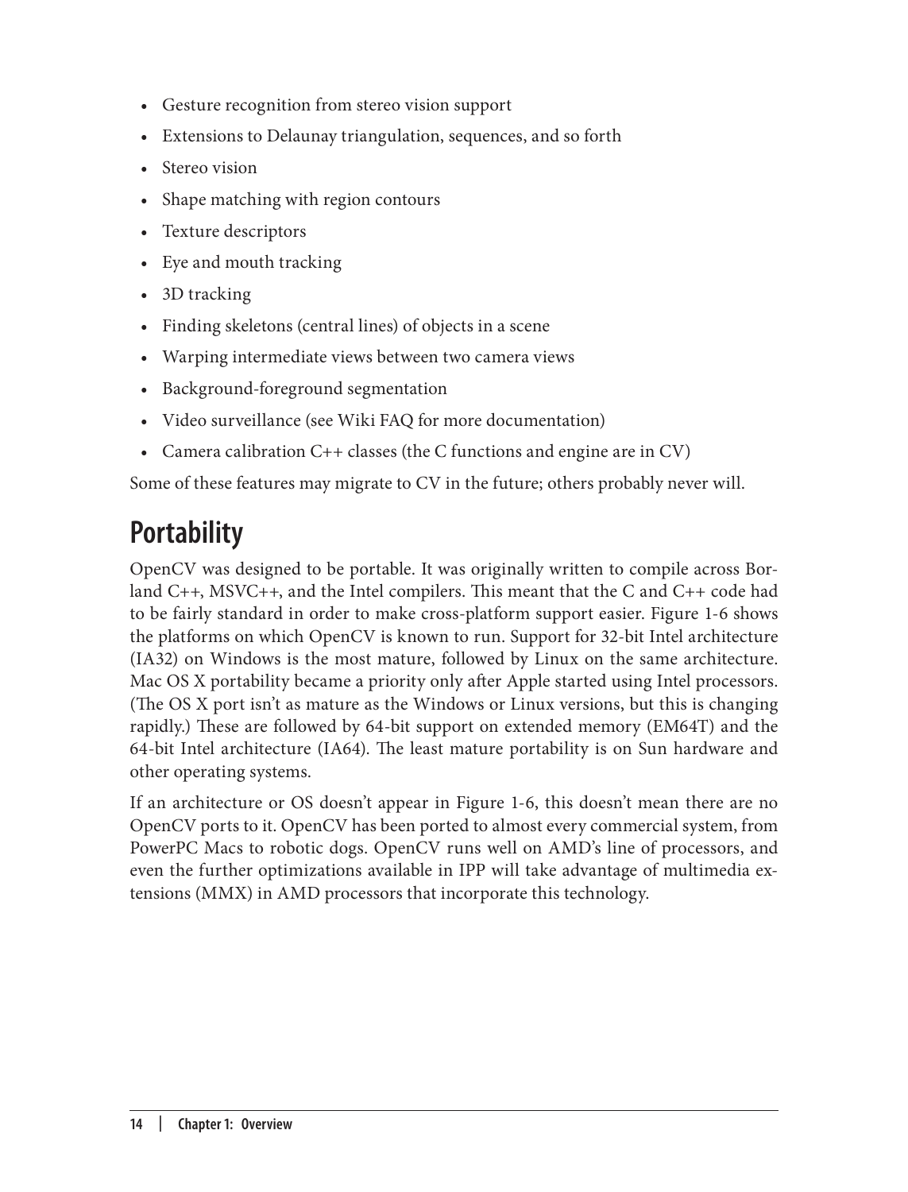- Gesture recognition from stereo vision support
- Extensions to Delaunay triangulation, sequences, and so forth
- Stereo vision
- Shape matching with region contours
- Texture descriptors
- Eye and mouth tracking
- 3D tracking
- Finding skeletons (central lines) of objects in a scene
- Warping intermediate views between two camera views
- Background-foreground segmentation
- Video surveillance (see Wiki FAQ for more documentation)
- Camera calibration C++ classes (the C functions and engine are in CV)

Some of these features may migrate to CV in the future; others probably never will.

## Portability

OpenCV was designed to be portable. It was originally written to compile across Borland C++, MSVC++, and the Intel compilers. This meant that the C and C++ code had to be fairly standard in order to make cross-platform support easier. Figure 1-6 shows the platforms on which OpenCV is known to run. Support for 32-bit Intel architecture (IA32) on Windows is the most mature, followed by Linux on the same architecture. Mac OS X portability became a priority only after Apple started using Intel processors. (The OS X port isn't as mature as the Windows or Linux versions, but this is changing rapidly.) These are followed by 64-bit support on extended memory (EM64T) and the 64-bit Intel architecture (IA64). The least mature portability is on Sun hardware and other operating systems.

If an architecture or OS doesn't appear in Figure 1-6, this doesn't mean there are no OpenCV ports to it. OpenCV has been ported to almost every commercial system, from PowerPC Macs to robotic dogs. OpenCV runs well on AMD's line of processors, and even the further optimizations available in IPP will take advantage of multimedia extensions (MMX) in AMD processors that incorporate this technology.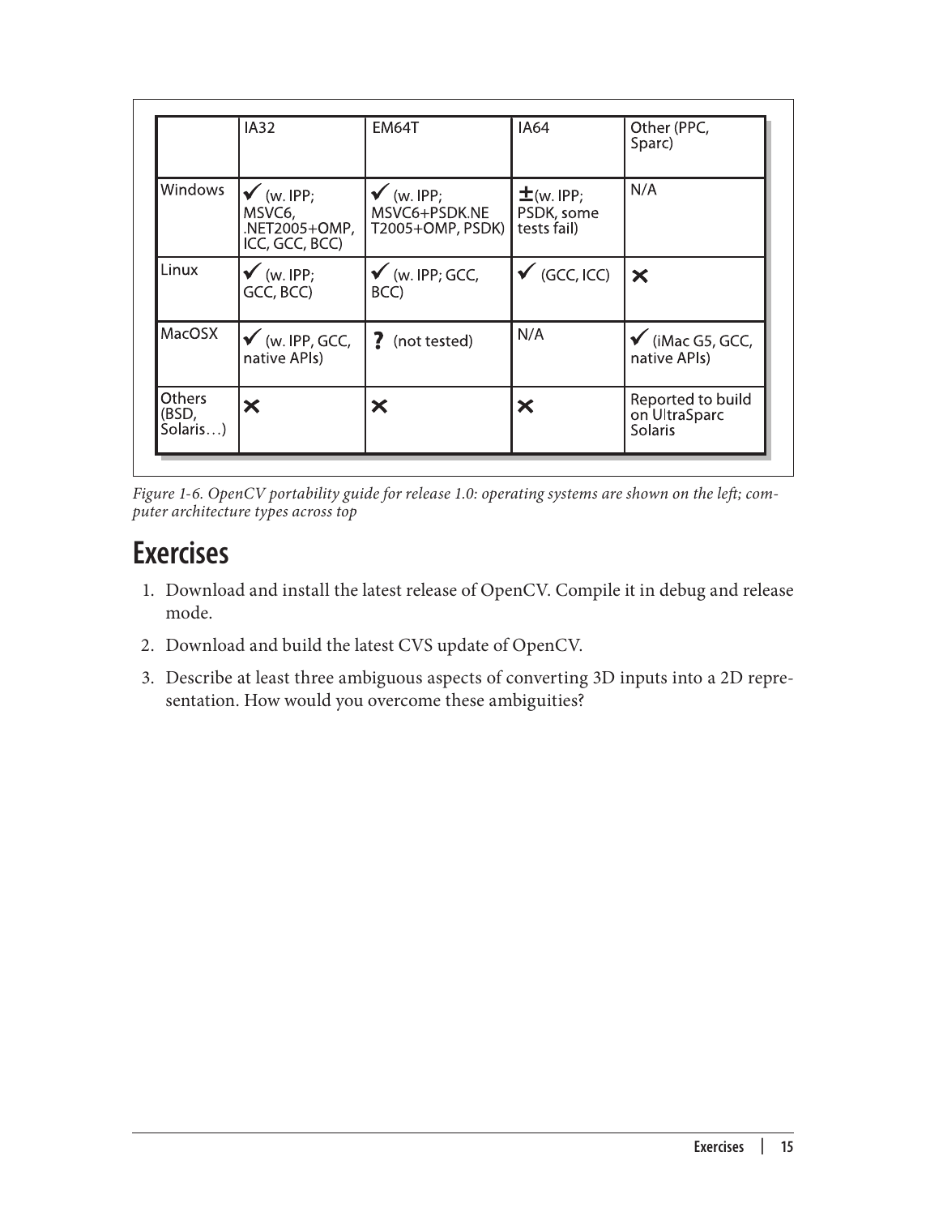| | IA32 | EM64T | IA64 | Other (PPC, Sparc) |
|---|---|---|---|---|
| Windows | ✔ (w. IPP; MSVC6, .NET2005+OMP, ICC, GCC, BCC) | ✔ (w. IPP; MSVC6+PSDK.NET2005+OMP, PSDK) | ± (w. IPP; PSDK, some tests fail) | N/A |
| Linux | ✔ (w. IPP; GCC, BCC) | ✔ (w. IPP; GCC, BCC) | ✔ (GCC, ICC) | ✖ |
| MacOSX | ✔ (w. IPP, GCC, native APIs) | ? (not tested) | N/A | ✔ (iMac G5, GCC, native APIs) |
| Others (BSD, Solaris…) | ✖ | ✖ | ✖ | Reported to build on UltraSparc Solaris |

*Figure 1-6. OpenCV portability guide for release 1.0: operating systems are shown on the left; computer architecture types across top*

## Exercises

1. Download and install the latest release of OpenCV. Compile it in debug and release mode.
2. Download and build the latest CVS update of OpenCV.
3. Describe at least three ambiguous aspects of converting 3D inputs into a 2D representation. How would you overcome these ambiguities?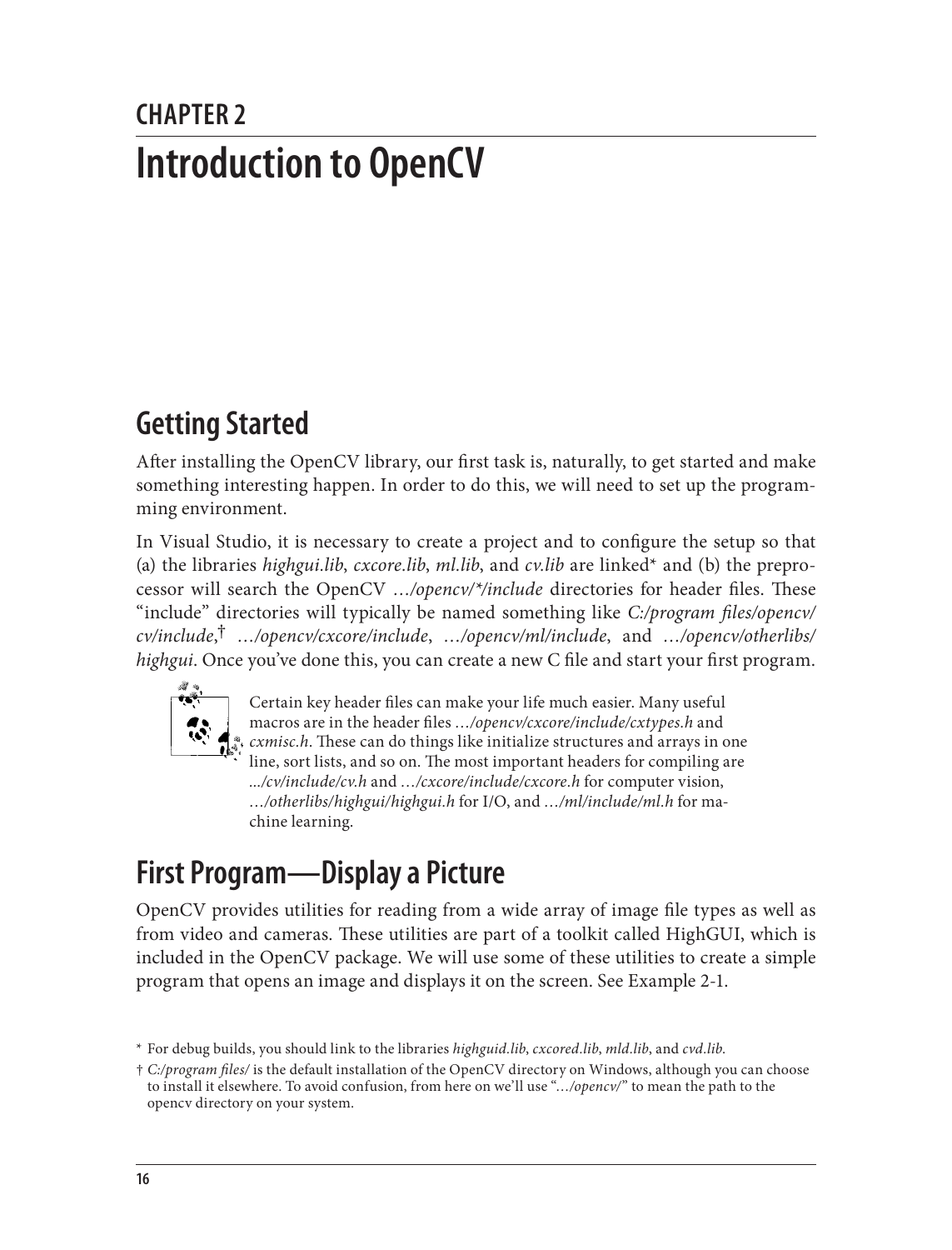# CHAPTER 2
# Introduction to OpenCV

## Getting Started

After installing the OpenCV library, our first task is, naturally, to get started and make something interesting happen. In order to do this, we will need to set up the programming environment.

In Visual Studio, it is necessary to create a project and to configure the setup so that (a) the libraries *highgui.lib*, *cxcore.lib*, *ml.lib*, and *cv.lib* are linked* and (b) the preprocessor will search the OpenCV *…/opencv/*/include* directories for header files. These "include" directories will typically be named something like *C:/program files/opencv/cv/include*,† *…/opencv/cxcore/include*, *…/opencv/ml/include*, and *…/opencv/otherlibs/highgui*. Once you've done this, you can create a new C file and start your first program.

> Certain key header files can make your life much easier. Many useful macros are in the header files *…/opencv/cxcore/include/cxtypes.h* and *cxmisc.h*. These can do things like initialize structures and arrays in one line, sort lists, and so on. The most important headers for compiling are *.../cv/include/cv.h* and *…/cxcore/include/cxcore.h* for computer vision, *…/otherlibs/highgui/highgui.h* for I/O, and *…/ml/include/ml.h* for machine learning.

## First Program—Display a Picture

OpenCV provides utilities for reading from a wide array of image file types as well as from video and cameras. These utilities are part of a toolkit called HighGUI, which is included in the OpenCV package. We will use some of these utilities to create a simple program that opens an image and displays it on the screen. See Example 2-1.

---

\* For debug builds, you should link to the libraries *highguid.lib*, *cxcored.lib*, *mld.lib*, and *cvd.lib*.

† *C:/program files/* is the default installation of the OpenCV directory on Windows, although you can choose to install it elsewhere. To avoid confusion, from here on we'll use "*…/opencv/*" to mean the path to the opencv directory on your system.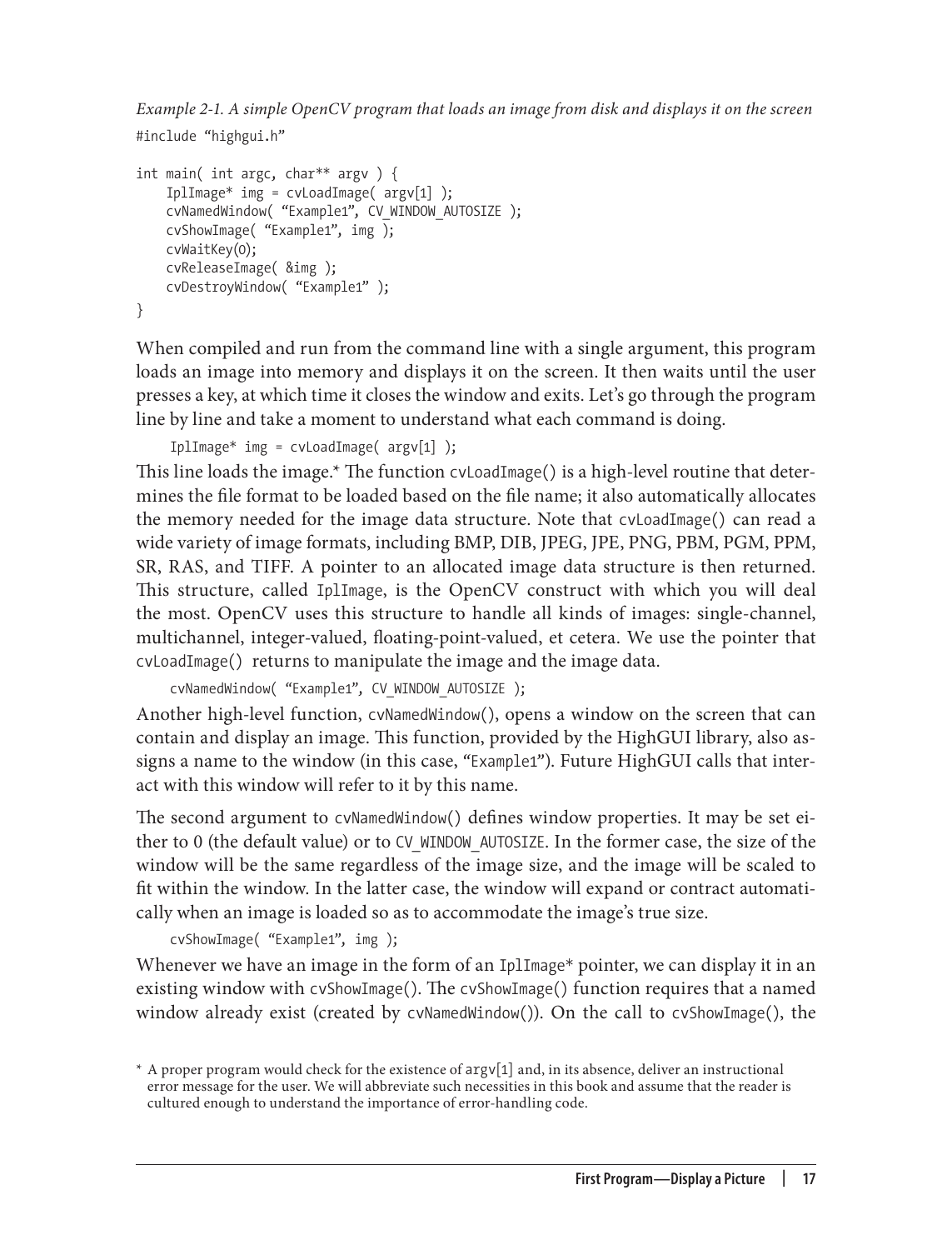*Example 2-1. A simple OpenCV program that loads an image from disk and displays it on the screen*

```
#include "highgui.h"

int main( int argc, char** argv ) {
    IplImage* img = cvLoadImage( argv[1] );
    cvNamedWindow( "Example1", CV_WINDOW_AUTOSIZE );
    cvShowImage( "Example1", img );
    cvWaitKey(0);
    cvReleaseImage( &img );
    cvDestroyWindow( "Example1" );
}
```

When compiled and run from the command line with a single argument, this program loads an image into memory and displays it on the screen. It then waits until the user presses a key, at which time it closes the window and exits. Let's go through the program line by line and take a moment to understand what each command is doing.

```
IplImage* img = cvLoadImage( argv[1] );
```

This line loads the image.* The function `cvLoadImage()` is a high-level routine that determines the file format to be loaded based on the file name; it also automatically allocates the memory needed for the image data structure. Note that `cvLoadImage()` can read a wide variety of image formats, including BMP, DIB, JPEG, JPE, PNG, PBM, PGM, PPM, SR, RAS, and TIFF. A pointer to an allocated image data structure is then returned. This structure, called `IplImage`, is the OpenCV construct with which you will deal the most. OpenCV uses this structure to handle all kinds of images: single-channel, multichannel, integer-valued, floating-point-valued, et cetera. We use the pointer that `cvLoadImage()` returns to manipulate the image and the image data.

```
cvNamedWindow( "Example1", CV_WINDOW_AUTOSIZE );
```

Another high-level function, `cvNamedWindow()`, opens a window on the screen that can contain and display an image. This function, provided by the HighGUI library, also assigns a name to the window (in this case, "`Example1`"). Future HighGUI calls that interact with this window will refer to it by this name.

The second argument to `cvNamedWindow()` defines window properties. It may be set either to 0 (the default value) or to `CV_WINDOW_AUTOSIZE`. In the former case, the size of the window will be the same regardless of the image size, and the image will be scaled to fit within the window. In the latter case, the window will expand or contract automatically when an image is loaded so as to accommodate the image's true size.

```
cvShowImage( "Example1", img );
```

Whenever we have an image in the form of an `IplImage*` pointer, we can display it in an existing window with `cvShowImage()`. The `cvShowImage()` function requires that a named window already exist (created by `cvNamedWindow()`). On the call to `cvShowImage()`, the

* A proper program would check for the existence of `argv[1]` and, in its absence, deliver an instructional error message for the user. We will abbreviate such necessities in this book and assume that the reader is cultured enough to understand the importance of error-handling code.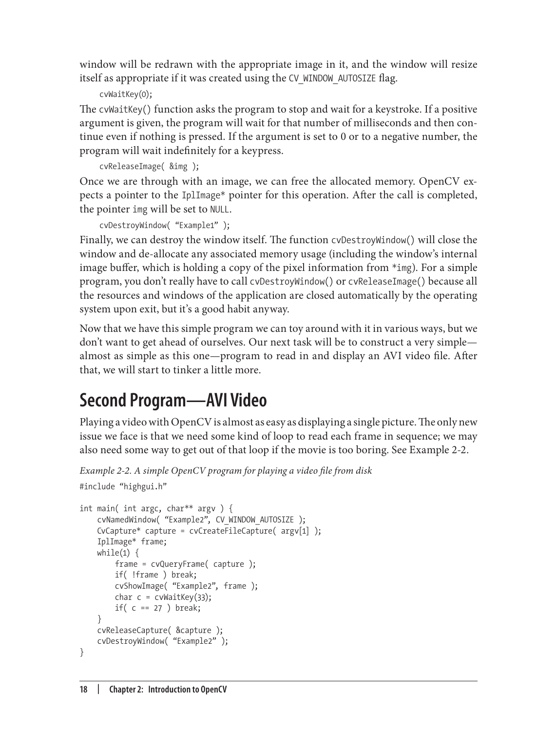window will be redrawn with the appropriate image in it, and the window will resize itself as appropriate if it was created using the `CV_WINDOW_AUTOSIZE` flag.

```
cvWaitKey(0);
```

The `cvWaitKey()` function asks the program to stop and wait for a keystroke. If a positive argument is given, the program will wait for that number of milliseconds and then continue even if nothing is pressed. If the argument is set to 0 or to a negative number, the program will wait indefinitely for a keypress.

```
cvReleaseImage( &img );
```

Once we are through with an image, we can free the allocated memory. OpenCV expects a pointer to the `IplImage*` pointer for this operation. After the call is completed, the pointer `img` will be set to `NULL`.

```
cvDestroyWindow( "Example1" );
```

Finally, we can destroy the window itself. The function `cvDestroyWindow()` will close the window and de-allocate any associated memory usage (including the window's internal image buffer, which is holding a copy of the pixel information from `*img`). For a simple program, you don't really have to call `cvDestroyWindow()` or `cvReleaseImage()` because all the resources and windows of the application are closed automatically by the operating system upon exit, but it's a good habit anyway.

Now that we have this simple program we can toy around with it in various ways, but we don't want to get ahead of ourselves. Our next task will be to construct a very simple—almost as simple as this one—program to read in and display an AVI video file. After that, we will start to tinker a little more.

## Second Program—AVI Video

Playing a video with OpenCV is almost as easy as displaying a single picture. The only new issue we face is that we need some kind of loop to read each frame in sequence; we may also need some way to get out of that loop if the movie is too boring. See Example 2-2.

*Example 2-2. A simple OpenCV program for playing a video file from disk*

```
#include "highgui.h"

int main( int argc, char** argv ) {
    cvNamedWindow( "Example2", CV_WINDOW_AUTOSIZE );
    CvCapture* capture = cvCreateFileCapture( argv[1] );
    IplImage* frame;
    while(1) {
        frame = cvQueryFrame( capture );
        if( !frame ) break;
        cvShowImage( "Example2", frame );
        char c = cvWaitKey(33);
        if( c == 27 ) break;
    }
    cvReleaseCapture( &capture );
    cvDestroyWindow( "Example2" );
}
```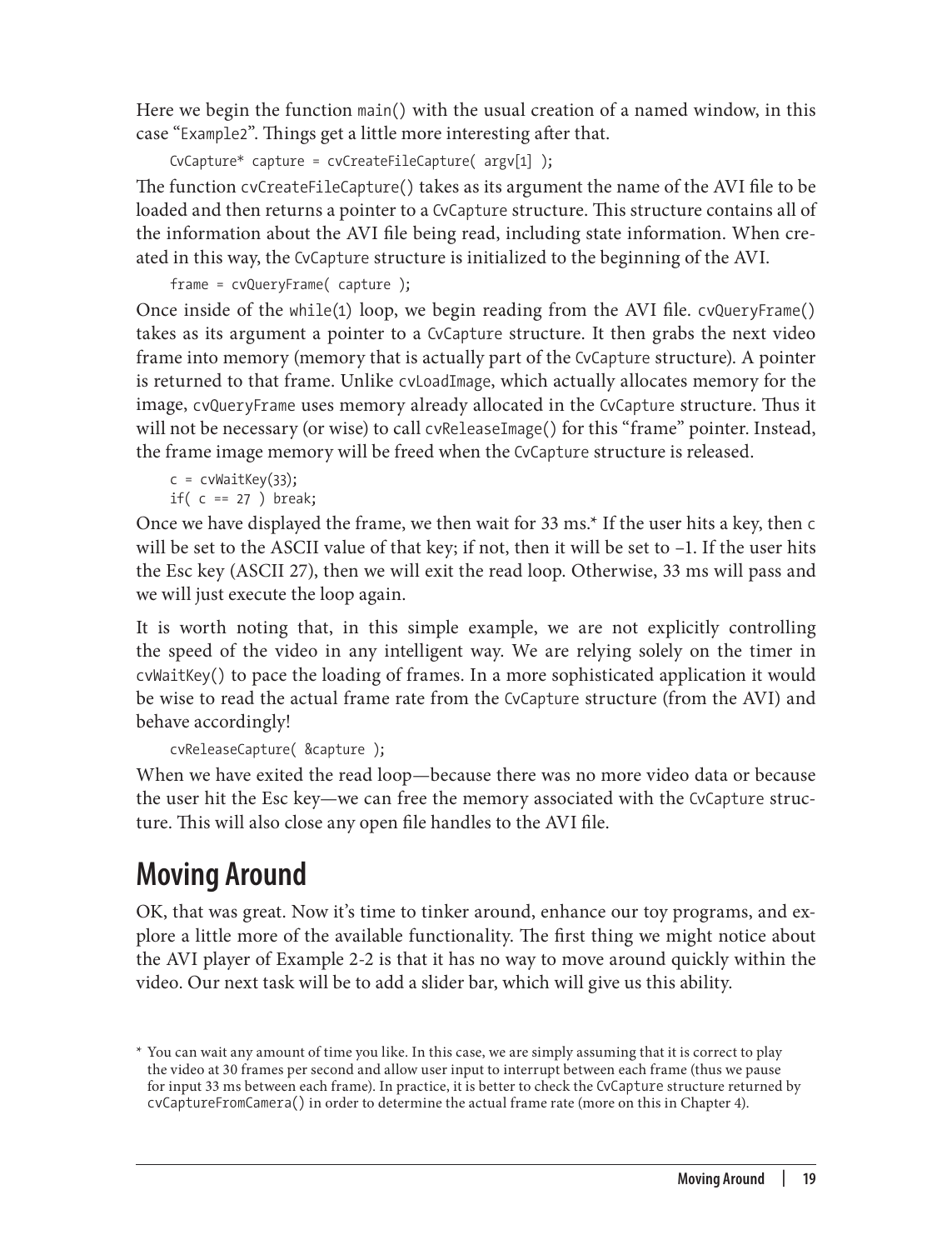Here we begin the function main() with the usual creation of a named window, in this case “Example2”. Things get a little more interesting after that.

```
CvCapture* capture = cvCreateFileCapture( argv[1] );
```

The function cvCreateFileCapture() takes as its argument the name of the AVI file to be loaded and then returns a pointer to a CvCapture structure. This structure contains all of the information about the AVI file being read, including state information. When created in this way, the CvCapture structure is initialized to the beginning of the AVI.

```
frame = cvQueryFrame( capture );
```

Once inside of the while(1) loop, we begin reading from the AVI file. cvQueryFrame() takes as its argument a pointer to a CvCapture structure. It then grabs the next video frame into memory (memory that is actually part of the CvCapture structure). A pointer is returned to that frame. Unlike cvLoadImage, which actually allocates memory for the image, cvQueryFrame uses memory already allocated in the CvCapture structure. Thus it will not be necessary (or wise) to call cvReleaseImage() for this “frame” pointer. Instead, the frame image memory will be freed when the CvCapture structure is released.

```
c = cvWaitKey(33);
if( c == 27 ) break;
```

Once we have displayed the frame, we then wait for 33 ms.* If the user hits a key, then c will be set to the ASCII value of that key; if not, then it will be set to –1. If the user hits the Esc key (ASCII 27), then we will exit the read loop. Otherwise, 33 ms will pass and we will just execute the loop again.

It is worth noting that, in this simple example, we are not explicitly controlling the speed of the video in any intelligent way. We are relying solely on the timer in cvWaitKey() to pace the loading of frames. In a more sophisticated application it would be wise to read the actual frame rate from the CvCapture structure (from the AVI) and behave accordingly!

```
cvReleaseCapture( &capture );
```

When we have exited the read loop—because there was no more video data or because the user hit the Esc key—we can free the memory associated with the CvCapture structure. This will also close any open file handles to the AVI file.

## Moving Around

OK, that was great. Now it’s time to tinker around, enhance our toy programs, and explore a little more of the available functionality. The first thing we might notice about the AVI player of Example 2-2 is that it has no way to move around quickly within the video. Our next task will be to add a slider bar, which will give us this ability.

\* You can wait any amount of time you like. In this case, we are simply assuming that it is correct to play the video at 30 frames per second and allow user input to interrupt between each frame (thus we pause for input 33 ms between each frame). In practice, it is better to check the CvCapture structure returned by cvCaptureFromCamera() in order to determine the actual frame rate (more on this in Chapter 4).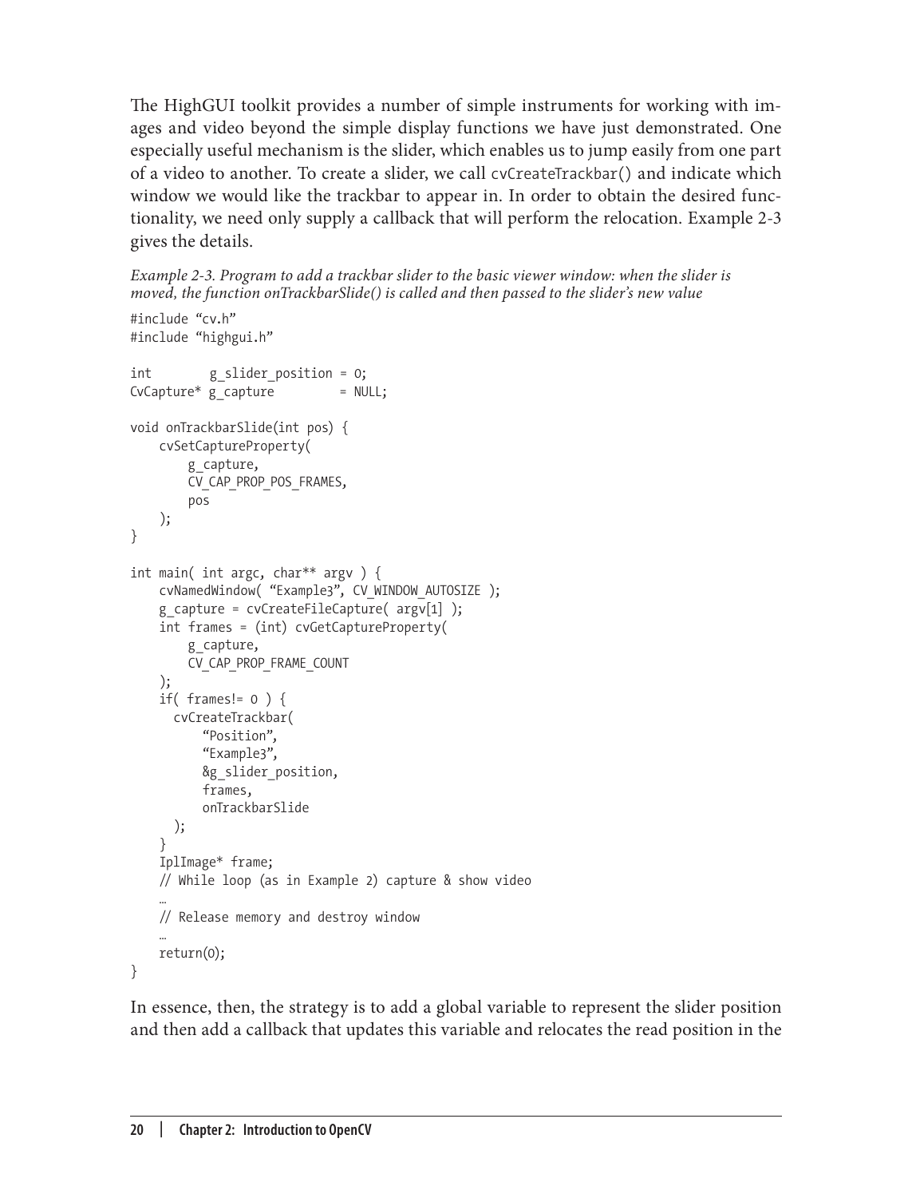The HighGUI toolkit provides a number of simple instruments for working with images and video beyond the simple display functions we have just demonstrated. One especially useful mechanism is the slider, which enables us to jump easily from one part of a video to another. To create a slider, we call `cvCreateTrackbar()` and indicate which window we would like the trackbar to appear in. In order to obtain the desired functionality, we need only supply a callback that will perform the relocation. Example 2-3 gives the details.

*Example 2-3. Program to add a trackbar slider to the basic viewer window: when the slider is moved, the function onTrackbarSlide() is called and then passed to the slider's new value*

```
#include "cv.h"
#include "highgui.h"

int        g_slider_position = 0;
CvCapture* g_capture         = NULL;

void onTrackbarSlide(int pos) {
    cvSetCaptureProperty(
        g_capture,
        CV_CAP_PROP_POS_FRAMES,
        pos
    );
}

int main( int argc, char** argv ) {
    cvNamedWindow( "Example3", CV_WINDOW_AUTOSIZE );
    g_capture = cvCreateFileCapture( argv[1] );
    int frames = (int) cvGetCaptureProperty(
        g_capture,
        CV_CAP_PROP_FRAME_COUNT
    );
    if( frames!= 0 ) {
      cvCreateTrackbar(
          "Position",
          "Example3",
          &g_slider_position,
          frames,
          onTrackbarSlide
      );
    }
    IplImage* frame;
    // While loop (as in Example 2) capture & show video
    …
    // Release memory and destroy window
    …
    return(0);
}
```

In essence, then, the strategy is to add a global variable to represent the slider position and then add a callback that updates this variable and relocates the read position in the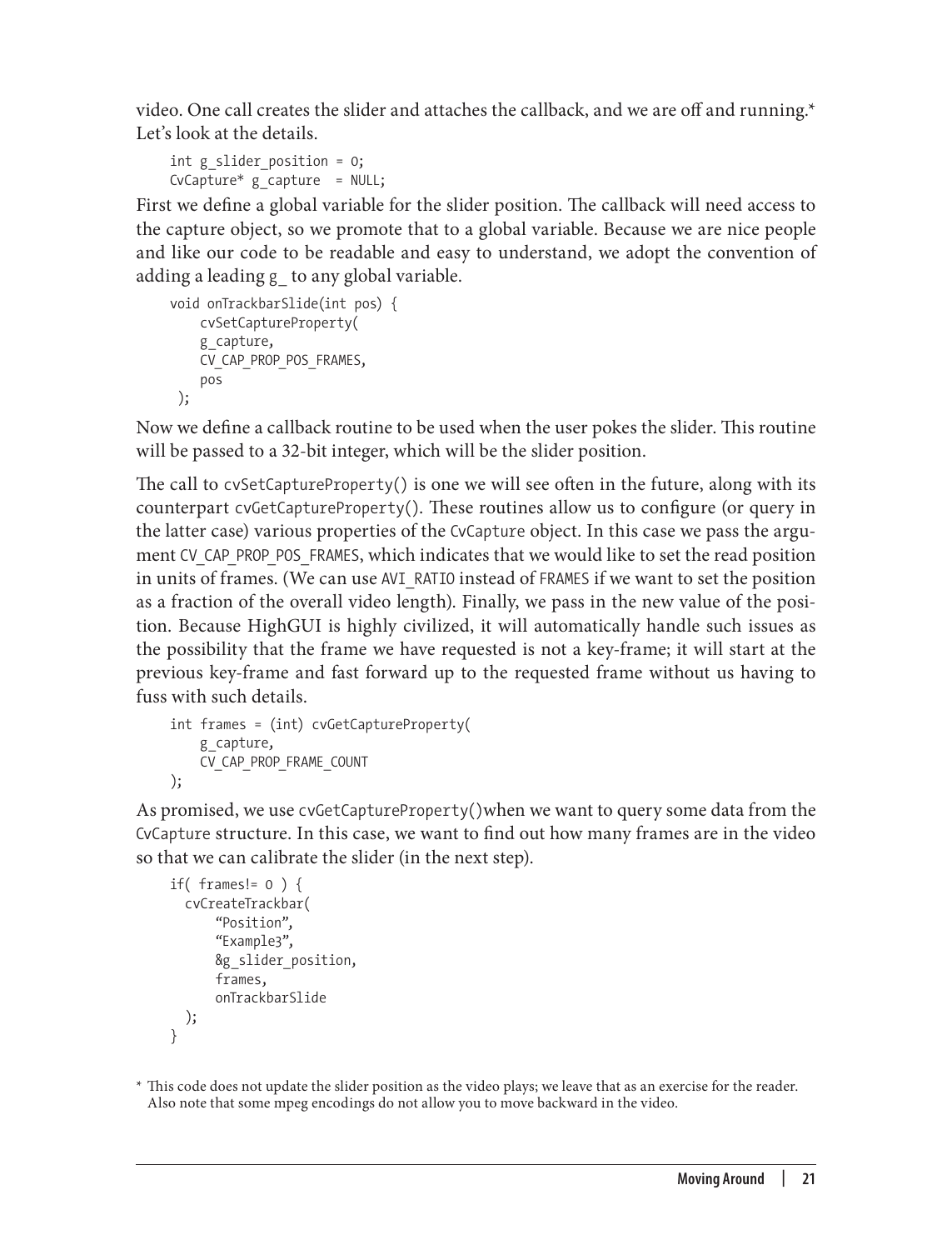video. One call creates the slider and attaches the callback, and we are off and running.* Let's look at the details.

```
int g_slider_position = 0;
CvCapture* g_capture  = NULL;
```

First we define a global variable for the slider position. The callback will need access to the capture object, so we promote that to a global variable. Because we are nice people and like our code to be readable and easy to understand, we adopt the convention of adding a leading g_ to any global variable.

```
void onTrackbarSlide(int pos) {
    cvSetCaptureProperty(
    g_capture,
    CV_CAP_PROP_POS_FRAMES,
    pos
 );
```

Now we define a callback routine to be used when the user pokes the slider. This routine will be passed to a 32-bit integer, which will be the slider position.

The call to `cvSetCaptureProperty()` is one we will see often in the future, along with its counterpart `cvGetCaptureProperty()`. These routines allow us to configure (or query in the latter case) various properties of the `CvCapture` object. In this case we pass the argument `CV_CAP_PROP_POS_FRAMES`, which indicates that we would like to set the read position in units of frames. (We can use `AVI_RATIO` instead of `FRAMES` if we want to set the position as a fraction of the overall video length). Finally, we pass in the new value of the position. Because HighGUI is highly civilized, it will automatically handle such issues as the possibility that the frame we have requested is not a key-frame; it will start at the previous key-frame and fast forward up to the requested frame without us having to fuss with such details.

```
int frames = (int) cvGetCaptureProperty(
    g_capture,
    CV_CAP_PROP_FRAME_COUNT
);
```

As promised, we use `cvGetCaptureProperty()`when we want to query some data from the `CvCapture` structure. In this case, we want to find out how many frames are in the video so that we can calibrate the slider (in the next step).

```
if( frames!= 0 ) {
  cvCreateTrackbar(
      "Position",
      "Example3",
      &g_slider_position,
      frames,
      onTrackbarSlide
  );
}
```

* This code does not update the slider position as the video plays; we leave that as an exercise for the reader. Also note that some mpeg encodings do not allow you to move backward in the video.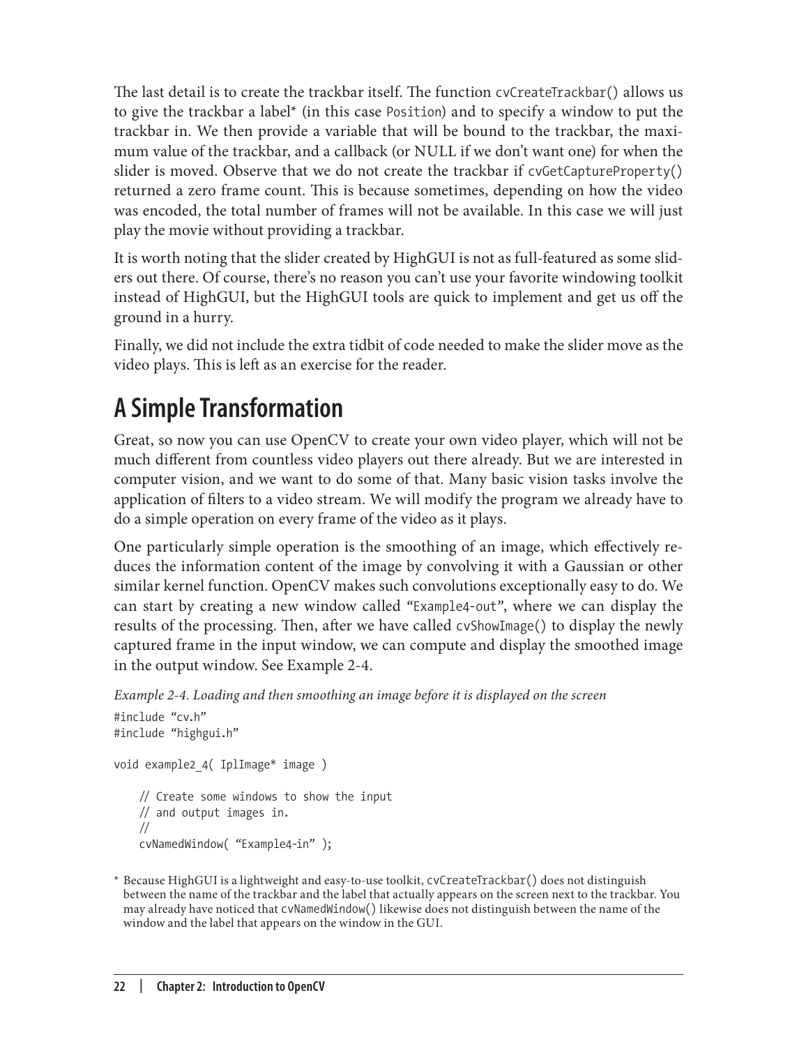The last detail is to create the trackbar itself. The function `cvCreateTrackbar()` allows us to give the trackbar a label* (in this case `Position`) and to specify a window to put the trackbar in. We then provide a variable that will be bound to the trackbar, the maximum value of the trackbar, and a callback (or NULL if we don't want one) for when the slider is moved. Observe that we do not create the trackbar if `cvGetCaptureProperty()` returned a zero frame count. This is because sometimes, depending on how the video was encoded, the total number of frames will not be available. In this case we will just play the movie without providing a trackbar.

It is worth noting that the slider created by HighGUI is not as full-featured as some sliders out there. Of course, there's no reason you can't use your favorite windowing toolkit instead of HighGUI, but the HighGUI tools are quick to implement and get us off the ground in a hurry.

Finally, we did not include the extra tidbit of code needed to make the slider move as the video plays. This is left as an exercise for the reader.

## A Simple Transformation

Great, so now you can use OpenCV to create your own video player, which will not be much different from countless video players out there already. But we are interested in computer vision, and we want to do some of that. Many basic vision tasks involve the application of filters to a video stream. We will modify the program we already have to do a simple operation on every frame of the video as it plays.

One particularly simple operation is the smoothing of an image, which effectively reduces the information content of the image by convolving it with a Gaussian or other similar kernel function. OpenCV makes such convolutions exceptionally easy to do. We can start by creating a new window called "`Example4-out`", where we can display the results of the processing. Then, after we have called `cvShowImage()` to display the newly captured frame in the input window, we can compute and display the smoothed image in the output window. See Example 2-4.

*Example 2-4. Loading and then smoothing an image before it is displayed on the screen*

```
#include "cv.h"
#include "highgui.h"

void example2_4( IplImage* image )

    // Create some windows to show the input
    // and output images in.
    //
    cvNamedWindow( "Example4-in" );
```

* Because HighGUI is a lightweight and easy-to-use toolkit, `cvCreateTrackbar()` does not distinguish between the name of the trackbar and the label that actually appears on the screen next to the trackbar. You may already have noticed that `cvNamedWindow()` likewise does not distinguish between the name of the window and the label that appears on the window in the GUI.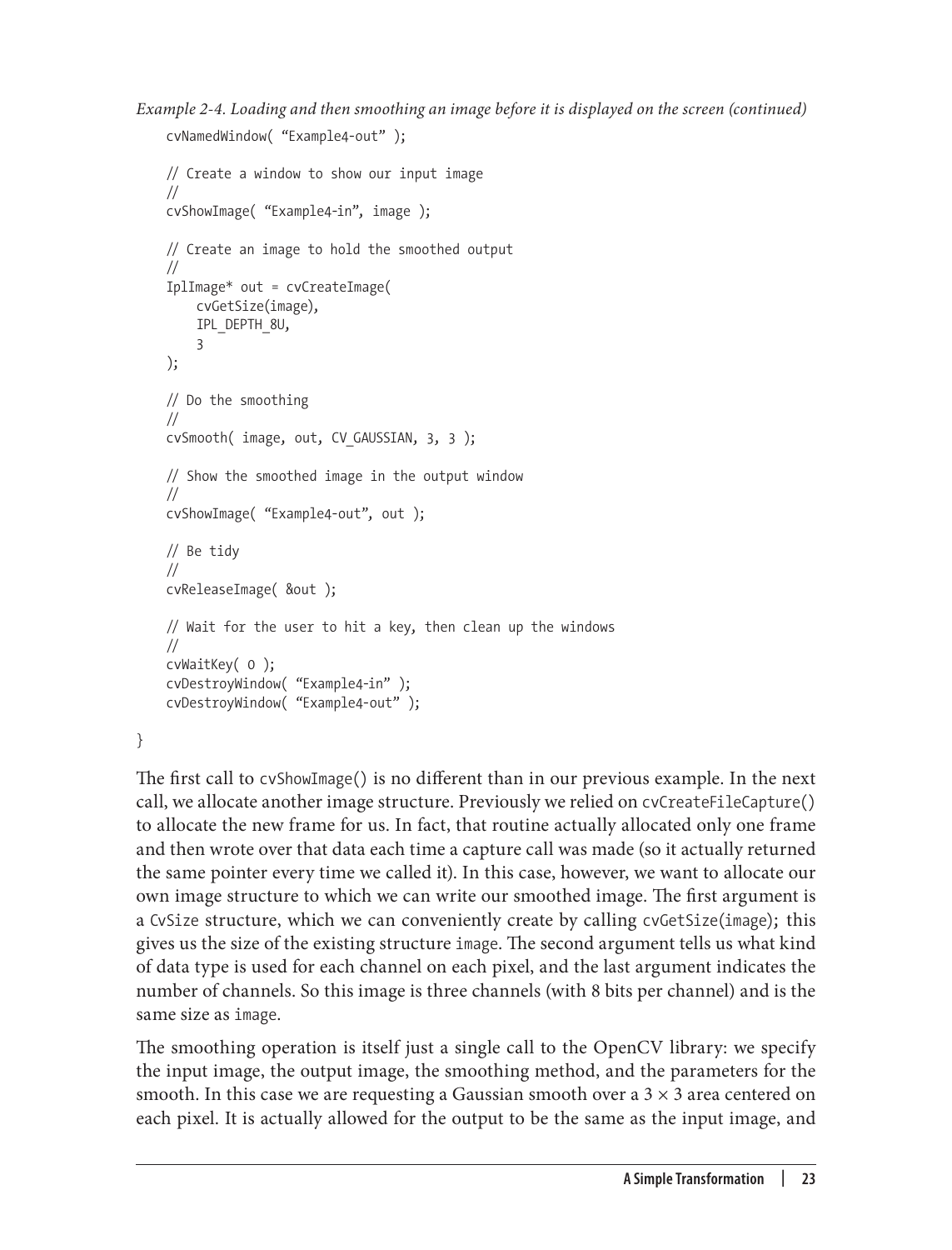*Example 2-4. Loading and then smoothing an image before it is displayed on the screen (continued)*

```
    cvNamedWindow( "Example4-out" );

    // Create a window to show our input image
    //
    cvShowImage( "Example4-in", image );

    // Create an image to hold the smoothed output
    //
    IplImage* out = cvCreateImage(
        cvGetSize(image),
        IPL_DEPTH_8U,
        3
    );

    // Do the smoothing
    //
    cvSmooth( image, out, CV_GAUSSIAN, 3, 3 );

    // Show the smoothed image in the output window
    //
    cvShowImage( "Example4-out", out );

    // Be tidy
    //
    cvReleaseImage( &out );

    // Wait for the user to hit a key, then clean up the windows
    //
    cvWaitKey( 0 );
    cvDestroyWindow( "Example4-in" );
    cvDestroyWindow( "Example4-out" );

}
```

The first call to `cvShowImage()` is no different than in our previous example. In the next call, we allocate another image structure. Previously we relied on `cvCreateFileCapture()` to allocate the new frame for us. In fact, that routine actually allocated only one frame and then wrote over that data each time a capture call was made (so it actually returned the same pointer every time we called it). In this case, however, we want to allocate our own image structure to which we can write our smoothed image. The first argument is a `CvSize` structure, which we can conveniently create by calling `cvGetSize(image)`; this gives us the size of the existing structure `image`. The second argument tells us what kind of data type is used for each channel on each pixel, and the last argument indicates the number of channels. So this image is three channels (with 8 bits per channel) and is the same size as `image`.

The smoothing operation is itself just a single call to the OpenCV library: we specify the input image, the output image, the smoothing method, and the parameters for the smooth. In this case we are requesting a Gaussian smooth over a $3 \times 3$ area centered on each pixel. It is actually allowed for the output to be the same as the input image, and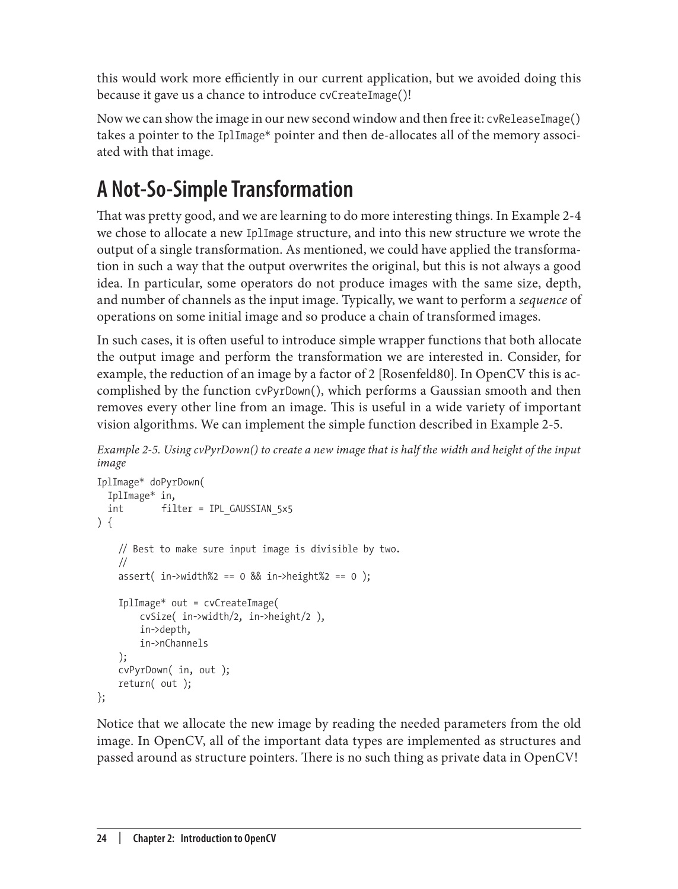this would work more efficiently in our current application, but we avoided doing this because it gave us a chance to introduce `cvCreateImage()`!

Now we can show the image in our new second window and then free it: `cvReleaseImage()` takes a pointer to the `IplImage*` pointer and then de-allocates all of the memory associated with that image.

## A Not-So-Simple Transformation

That was pretty good, and we are learning to do more interesting things. In Example 2-4 we chose to allocate a new `IplImage` structure, and into this new structure we wrote the output of a single transformation. As mentioned, we could have applied the transformation in such a way that the output overwrites the original, but this is not always a good idea. In particular, some operators do not produce images with the same size, depth, and number of channels as the input image. Typically, we want to perform a *sequence* of operations on some initial image and so produce a chain of transformed images.

In such cases, it is often useful to introduce simple wrapper functions that both allocate the output image and perform the transformation we are interested in. Consider, for example, the reduction of an image by a factor of 2 [Rosenfeld80]. In OpenCV this is accomplished by the function `cvPyrDown()`, which performs a Gaussian smooth and then removes every other line from an image. This is useful in a wide variety of important vision algorithms. We can implement the simple function described in Example 2-5.

*Example 2-5. Using cvPyrDown() to create a new image that is half the width and height of the input image*

```
IplImage* doPyrDown(
  IplImage* in,
  int       filter = IPL_GAUSSIAN_5x5
) {

    // Best to make sure input image is divisible by two.
    //
    assert( in->width%2 == 0 && in->height%2 == 0 );

    IplImage* out = cvCreateImage(
        cvSize( in->width/2, in->height/2 ),
        in->depth,
        in->nChannels
    );
    cvPyrDown( in, out );
    return( out );
};
```

Notice that we allocate the new image by reading the needed parameters from the old image. In OpenCV, all of the important data types are implemented as structures and passed around as structure pointers. There is no such thing as private data in OpenCV!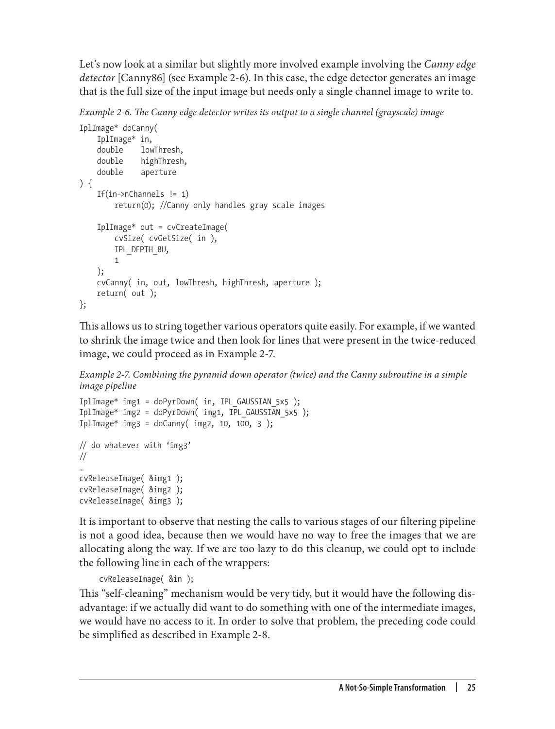Let's now look at a similar but slightly more involved example involving the *Canny edge detector* [Canny86] (see Example 2-6). In this case, the edge detector generates an image that is the full size of the input image but needs only a single channel image to write to.

*Example 2-6. The Canny edge detector writes its output to a single channel (grayscale) image*

```
IplImage* doCanny(
    IplImage* in,
    double    lowThresh,
    double    highThresh,
    double    aperture
) {
    If(in->nChannels != 1)
        return(0); //Canny only handles gray scale images

    IplImage* out = cvCreateImage(
        cvSize( cvGetSize( in ),
        IPL_DEPTH_8U,
        1
    );
    cvCanny( in, out, lowThresh, highThresh, aperture );
    return( out );
};
```

This allows us to string together various operators quite easily. For example, if we wanted to shrink the image twice and then look for lines that were present in the twice-reduced image, we could proceed as in Example 2-7.

*Example 2-7. Combining the pyramid down operator (twice) and the Canny subroutine in a simple image pipeline*

```
IplImage* img1 = doPyrDown( in, IPL_GAUSSIAN_5x5 );
IplImage* img2 = doPyrDown( img1, IPL_GAUSSIAN_5x5 );
IplImage* img3 = doCanny( img2, 10, 100, 3 );

// do whatever with 'img3'
//
…
cvReleaseImage( &img1 );
cvReleaseImage( &img2 );
cvReleaseImage( &img3 );
```

It is important to observe that nesting the calls to various stages of our filtering pipeline is not a good idea, because then we would have no way to free the images that we are allocating along the way. If we are too lazy to do this cleanup, we could opt to include the following line in each of the wrappers:

```
cvReleaseImage( &in );
```

This "self-cleaning" mechanism would be very tidy, but it would have the following disadvantage: if we actually did want to do something with one of the intermediate images, we would have no access to it. In order to solve that problem, the preceding code could be simplified as described in Example 2-8.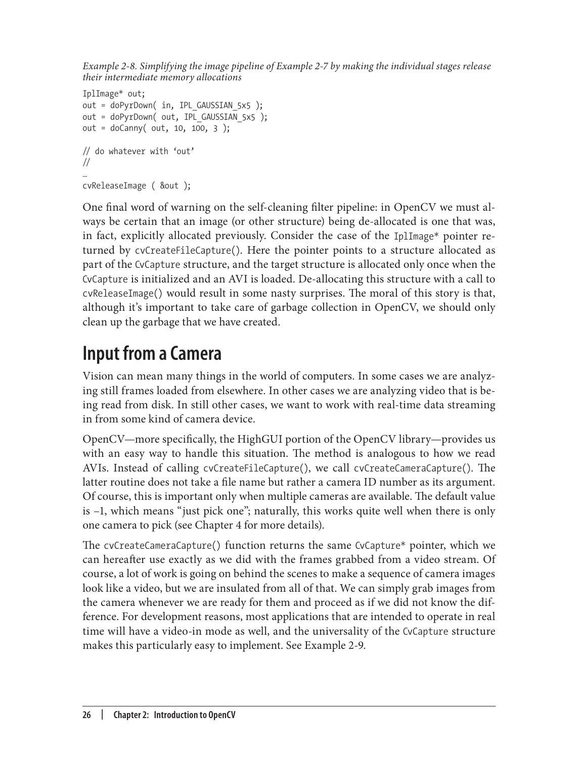*Example 2-8. Simplifying the image pipeline of Example 2-7 by making the individual stages release their intermediate memory allocations*

```
IplImage* out;
out = doPyrDown( in, IPL_GAUSSIAN_5x5 );
out = doPyrDown( out, IPL_GAUSSIAN_5x5 );
out = doCanny( out, 10, 100, 3 );

// do whatever with 'out'
//
…
cvReleaseImage ( &out );
```

One final word of warning on the self-cleaning filter pipeline: in OpenCV we must always be certain that an image (or other structure) being de-allocated is one that was, in fact, explicitly allocated previously. Consider the case of the `IplImage*` pointer returned by `cvCreateFileCapture()`. Here the pointer points to a structure allocated as part of the `CvCapture` structure, and the target structure is allocated only once when the `CvCapture` is initialized and an AVI is loaded. De-allocating this structure with a call to `cvReleaseImage()` would result in some nasty surprises. The moral of this story is that, although it's important to take care of garbage collection in OpenCV, we should only clean up the garbage that we have created.

# Input from a Camera

Vision can mean many things in the world of computers. In some cases we are analyzing still frames loaded from elsewhere. In other cases we are analyzing video that is being read from disk. In still other cases, we want to work with real-time data streaming in from some kind of camera device.

OpenCV—more specifically, the HighGUI portion of the OpenCV library—provides us with an easy way to handle this situation. The method is analogous to how we read AVIs. Instead of calling `cvCreateFileCapture()`, we call `cvCreateCameraCapture()`. The latter routine does not take a file name but rather a camera ID number as its argument. Of course, this is important only when multiple cameras are available. The default value is –1, which means "just pick one"; naturally, this works quite well when there is only one camera to pick (see Chapter 4 for more details).

The `cvCreateCameraCapture()` function returns the same `CvCapture*` pointer, which we can hereafter use exactly as we did with the frames grabbed from a video stream. Of course, a lot of work is going on behind the scenes to make a sequence of camera images look like a video, but we are insulated from all of that. We can simply grab images from the camera whenever we are ready for them and proceed as if we did not know the difference. For development reasons, most applications that are intended to operate in real time will have a video-in mode as well, and the universality of the `CvCapture` structure makes this particularly easy to implement. See Example 2-9.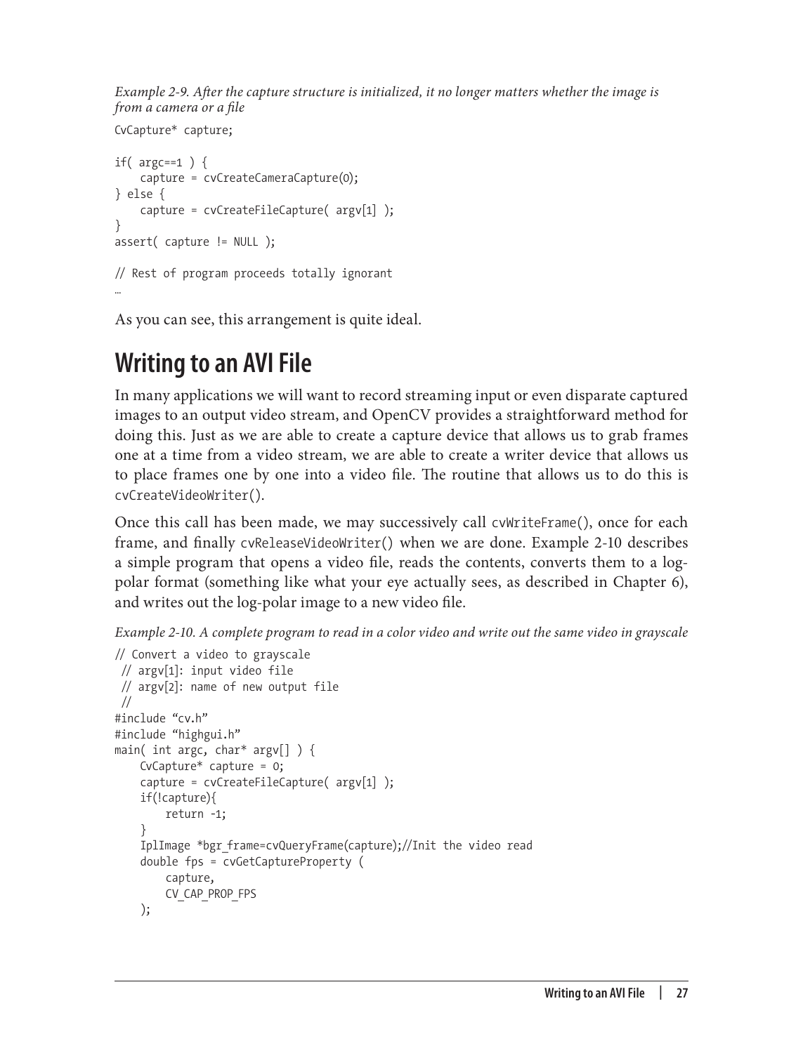*Example 2-9. After the capture structure is initialized, it no longer matters whether the image is from a camera or a file*

```
CvCapture* capture;

if( argc==1 ) {
    capture = cvCreateCameraCapture(0);
} else {
    capture = cvCreateFileCapture( argv[1] );
}
assert( capture != NULL );

// Rest of program proceeds totally ignorant
…
```

As you can see, this arrangement is quite ideal.

## Writing to an AVI File

In many applications we will want to record streaming input or even disparate captured images to an output video stream, and OpenCV provides a straightforward method for doing this. Just as we are able to create a capture device that allows us to grab frames one at a time from a video stream, we are able to create a writer device that allows us to place frames one by one into a video file. The routine that allows us to do this is `cvCreateVideoWriter()`.

Once this call has been made, we may successively call `cvWriteFrame()`, once for each frame, and finally `cvReleaseVideoWriter()` when we are done. Example 2-10 describes a simple program that opens a video file, reads the contents, converts them to a log-polar format (something like what your eye actually sees, as described in Chapter 6), and writes out the log-polar image to a new video file.

*Example 2-10. A complete program to read in a color video and write out the same video in grayscale*

```
// Convert a video to grayscale
 // argv[1]: input video file
 // argv[2]: name of new output file
 //
#include “cv.h”
#include “highgui.h”
main( int argc, char* argv[] ) {
    CvCapture* capture = 0;
    capture = cvCreateFileCapture( argv[1] );
    if(!capture){
        return -1;
    }
    IplImage *bgr_frame=cvQueryFrame(capture);//Init the video read
    double fps = cvGetCaptureProperty (
        capture,
        CV_CAP_PROP_FPS
    );
```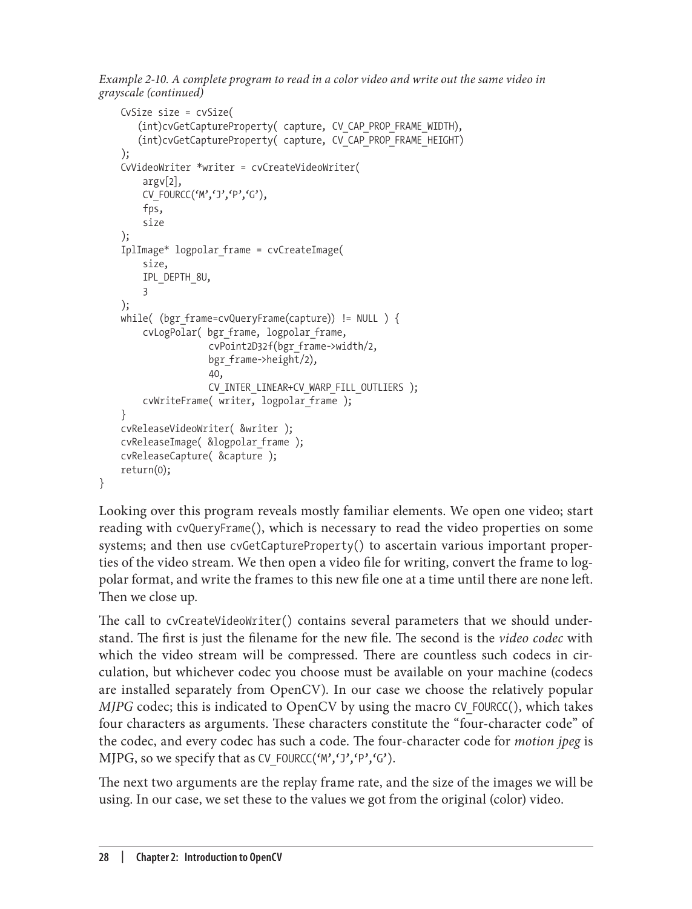*Example 2-10. A complete program to read in a color video and write out the same video in grayscale (continued)*

```
    CvSize size = cvSize(
       (int)cvGetCaptureProperty( capture, CV_CAP_PROP_FRAME_WIDTH),
       (int)cvGetCaptureProperty( capture, CV_CAP_PROP_FRAME_HEIGHT)
    );
    CvVideoWriter *writer = cvCreateVideoWriter(
        argv[2],
        CV_FOURCC('M','J','P','G'),
        fps,
        size
    );
    IplImage* logpolar_frame = cvCreateImage(
        size,
        IPL_DEPTH_8U,
        3
    );
    while( (bgr_frame=cvQueryFrame(capture)) != NULL ) {
        cvLogPolar( bgr_frame, logpolar_frame,
                    cvPoint2D32f(bgr_frame->width/2,
                    bgr_frame->height/2),
                    40,
                    CV_INTER_LINEAR+CV_WARP_FILL_OUTLIERS );
        cvWriteFrame( writer, logpolar_frame );
    }
    cvReleaseVideoWriter( &writer );
    cvReleaseImage( &logpolar_frame );
    cvReleaseCapture( &capture );
    return(0);
}
```

Looking over this program reveals mostly familiar elements. We open one video; start reading with cvQueryFrame(), which is necessary to read the video properties on some systems; and then use cvGetCaptureProperty() to ascertain various important properties of the video stream. We then open a video file for writing, convert the frame to log-polar format, and write the frames to this new file one at a time until there are none left. Then we close up.

The call to cvCreateVideoWriter() contains several parameters that we should understand. The first is just the filename for the new file. The second is the *video codec* with which the video stream will be compressed. There are countless such codecs in circulation, but whichever codec you choose must be available on your machine (codecs are installed separately from OpenCV). In our case we choose the relatively popular *MJPG* codec; this is indicated to OpenCV by using the macro CV_FOURCC(), which takes four characters as arguments. These characters constitute the "four-character code" of the codec, and every codec has such a code. The four-character code for *motion jpeg* is MJPG, so we specify that as CV_FOURCC('M','J','P','G').

The next two arguments are the replay frame rate, and the size of the images we will be using. In our case, we set these to the values we got from the original (color) video.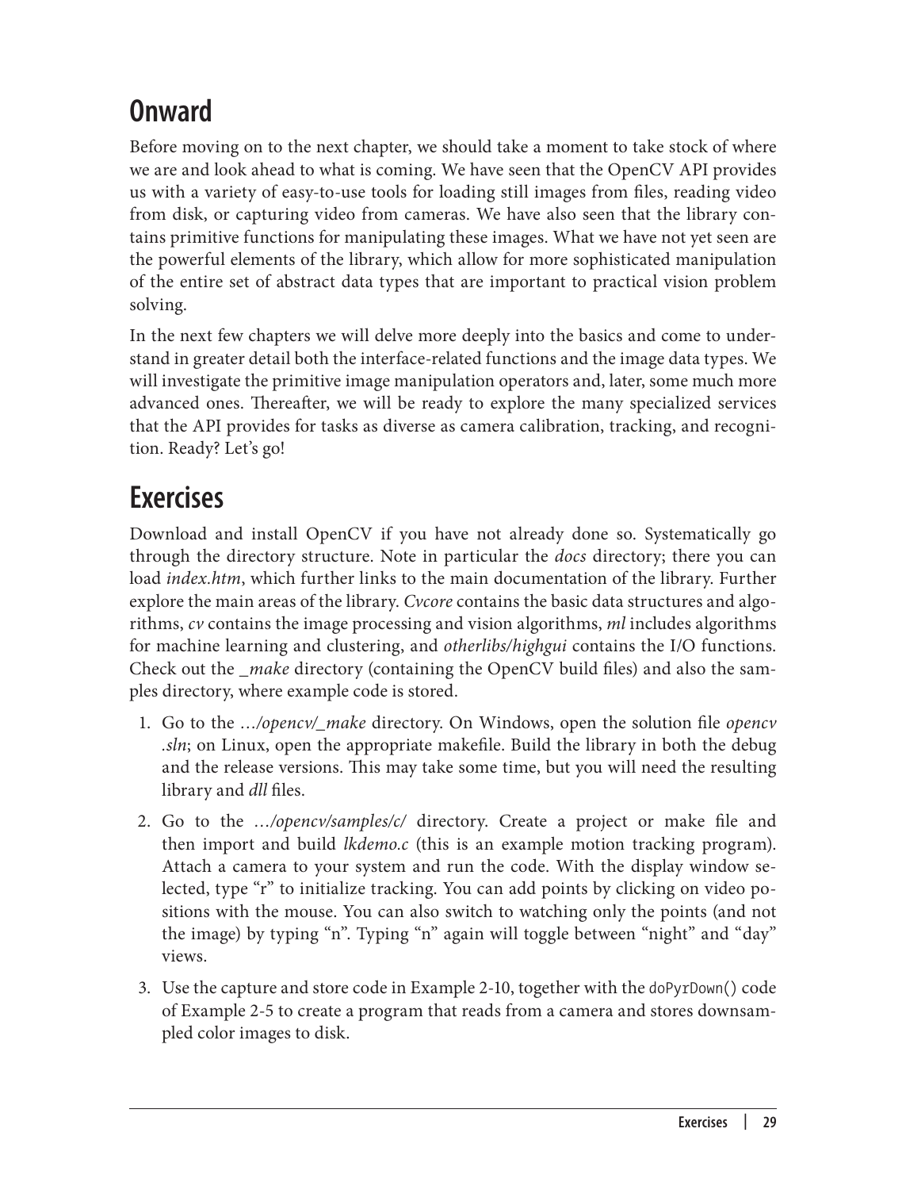## Onward

Before moving on to the next chapter, we should take a moment to take stock of where we are and look ahead to what is coming. We have seen that the OpenCV API provides us with a variety of easy-to-use tools for loading still images from files, reading video from disk, or capturing video from cameras. We have also seen that the library contains primitive functions for manipulating these images. What we have not yet seen are the powerful elements of the library, which allow for more sophisticated manipulation of the entire set of abstract data types that are important to practical vision problem solving.

In the next few chapters we will delve more deeply into the basics and come to understand in greater detail both the interface-related functions and the image data types. We will investigate the primitive image manipulation operators and, later, some much more advanced ones. Thereafter, we will be ready to explore the many specialized services that the API provides for tasks as diverse as camera calibration, tracking, and recognition. Ready? Let's go!

## Exercises

Download and install OpenCV if you have not already done so. Systematically go through the directory structure. Note in particular the *docs* directory; there you can load *index.htm*, which further links to the main documentation of the library. Further explore the main areas of the library. *Cvcore* contains the basic data structures and algorithms, *cv* contains the image processing and vision algorithms, *ml* includes algorithms for machine learning and clustering, and *otherlibs/highgui* contains the I/O functions. Check out the *_make* directory (containing the OpenCV build files) and also the samples directory, where example code is stored.

1. Go to the *…/opencv/_make* directory. On Windows, open the solution file *opencv.sln*; on Linux, open the appropriate makefile. Build the library in both the debug and the release versions. This may take some time, but you will need the resulting library and *dll* files.
2. Go to the *…/opencv/samples/c/* directory. Create a project or make file and then import and build *lkdemo.c* (this is an example motion tracking program). Attach a camera to your system and run the code. With the display window selected, type "r" to initialize tracking. You can add points by clicking on video positions with the mouse. You can also switch to watching only the points (and not the image) by typing "n". Typing "n" again will toggle between "night" and "day" views.
3. Use the capture and store code in Example 2-10, together with the `doPyrDown()` code of Example 2-5 to create a program that reads from a camera and stores downsampled color images to disk.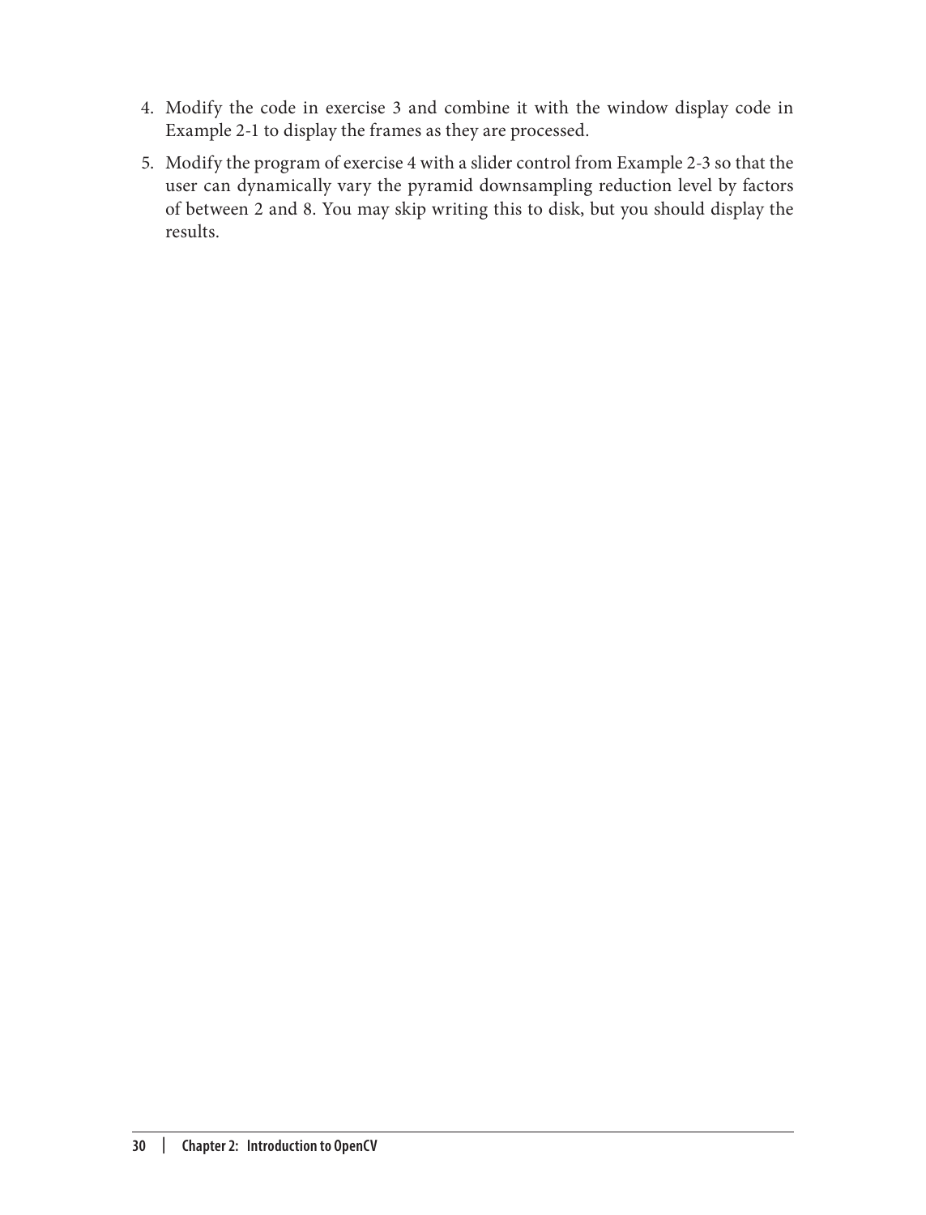4. Modify the code in exercise 3 and combine it with the window display code in Example 2-1 to display the frames as they are processed.
5. Modify the program of exercise 4 with a slider control from Example 2-3 so that the user can dynamically vary the pyramid downsampling reduction level by factors of between 2 and 8. You may skip writing this to disk, but you should display the results.